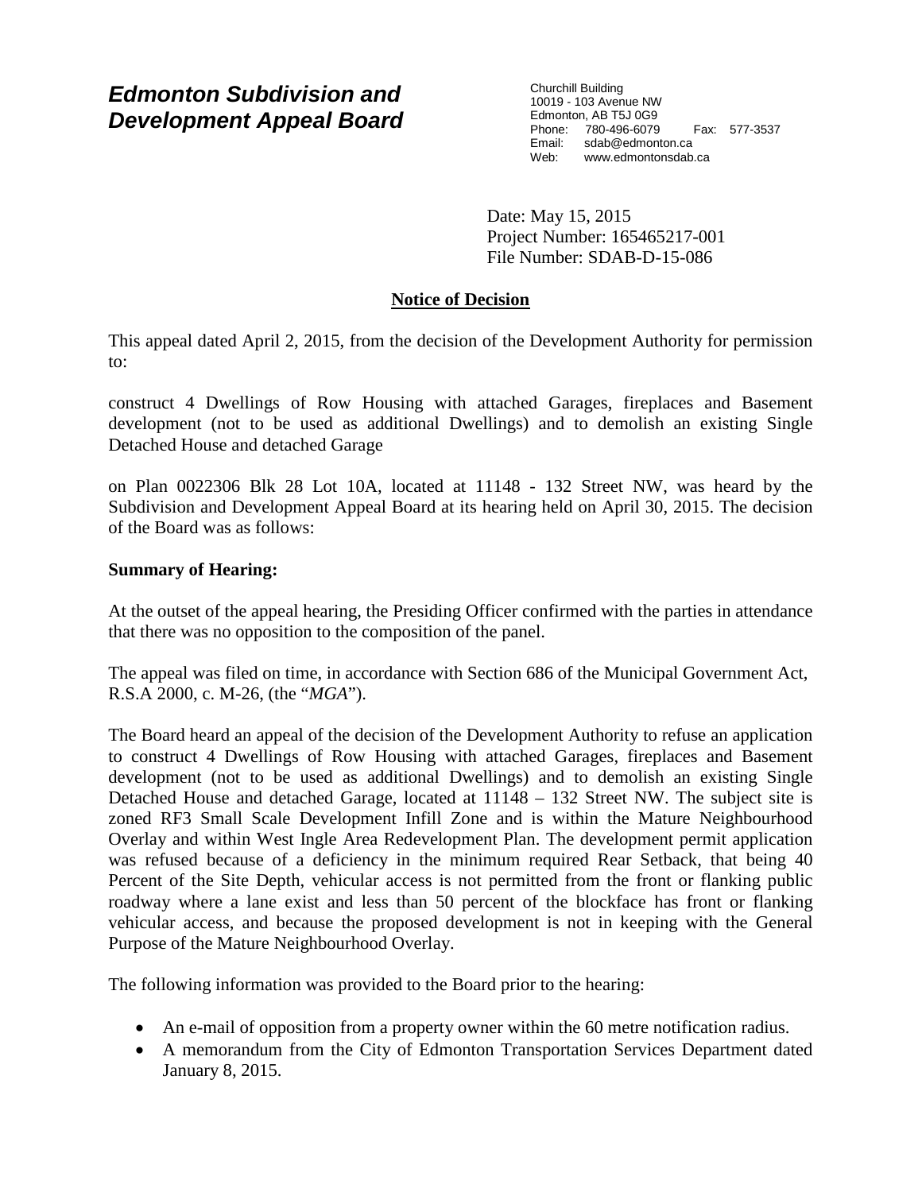# Edmonton Subdivision and Development Appeal Board

Churchill Building
10019 - 103 Avenue NW
Edmonton, AB T5J 0G9
Phone: 780-496-6079 Fax: 577-3537
Email: sdab@edmonton.ca
Web: www.edmontonsdab.ca

Date: May 15, 2015
Project Number: 165465217-001
File Number: SDAB-D-15-086

## Notice of Decision

This appeal dated April 2, 2015, from the decision of the Development Authority for permission to:

construct 4 Dwellings of Row Housing with attached Garages, fireplaces and Basement development (not to be used as additional Dwellings) and to demolish an existing Single Detached House and detached Garage

on Plan 0022306 Blk 28 Lot 10A, located at 11148 - 132 Street NW, was heard by the Subdivision and Development Appeal Board at its hearing held on April 30, 2015. The decision of the Board was as follows:

**Summary of Hearing:**

At the outset of the appeal hearing, the Presiding Officer confirmed with the parties in attendance that there was no opposition to the composition of the panel.

The appeal was filed on time, in accordance with Section 686 of the Municipal Government Act, R.S.A 2000, c. M-26, (the "*MGA*").

The Board heard an appeal of the decision of the Development Authority to refuse an application to construct 4 Dwellings of Row Housing with attached Garages, fireplaces and Basement development (not to be used as additional Dwellings) and to demolish an existing Single Detached House and detached Garage, located at 11148 – 132 Street NW. The subject site is zoned RF3 Small Scale Development Infill Zone and is within the Mature Neighbourhood Overlay and within West Ingle Area Redevelopment Plan. The development permit application was refused because of a deficiency in the minimum required Rear Setback, that being 40 Percent of the Site Depth, vehicular access is not permitted from the front or flanking public roadway where a lane exist and less than 50 percent of the blockface has front or flanking vehicular access, and because the proposed development is not in keeping with the General Purpose of the Mature Neighbourhood Overlay.

The following information was provided to the Board prior to the hearing:

- An e-mail of opposition from a property owner within the 60 metre notification radius.
- A memorandum from the City of Edmonton Transportation Services Department dated January 8, 2015.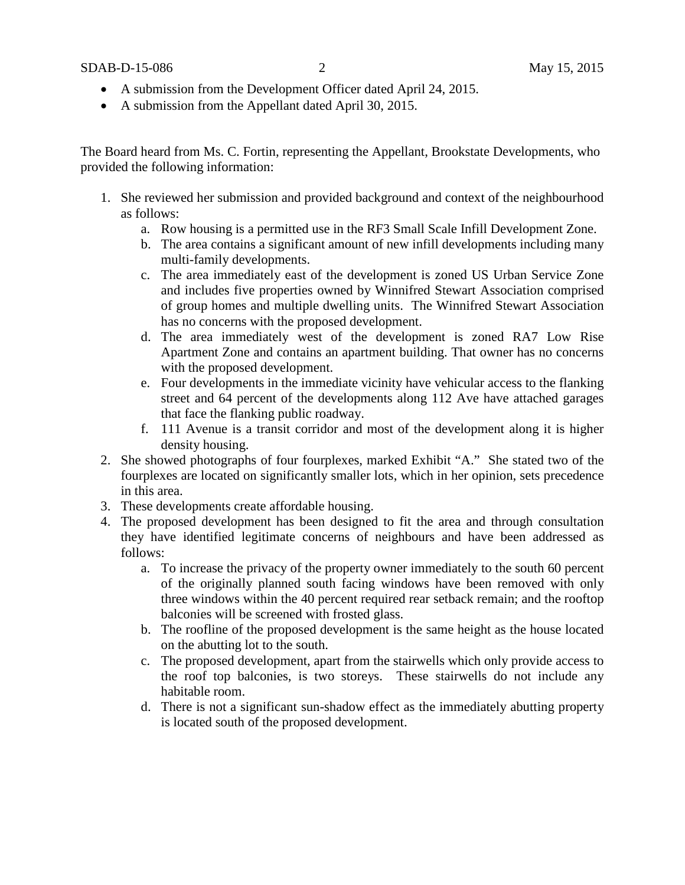- A submission from the Development Officer dated April 24, 2015.
- A submission from the Appellant dated April 30, 2015.

The Board heard from Ms. C. Fortin, representing the Appellant, Brookstate Developments, who provided the following information:

1. She reviewed her submission and provided background and context of the neighbourhood as follows:
   a. Row housing is a permitted use in the RF3 Small Scale Infill Development Zone.
   b. The area contains a significant amount of new infill developments including many multi-family developments.
   c. The area immediately east of the development is zoned US Urban Service Zone and includes five properties owned by Winnifred Stewart Association comprised of group homes and multiple dwelling units. The Winnifred Stewart Association has no concerns with the proposed development.
   d. The area immediately west of the development is zoned RA7 Low Rise Apartment Zone and contains an apartment building. That owner has no concerns with the proposed development.
   e. Four developments in the immediate vicinity have vehicular access to the flanking street and 64 percent of the developments along 112 Ave have attached garages that face the flanking public roadway.
   f. 111 Avenue is a transit corridor and most of the development along it is higher density housing.
2. She showed photographs of four fourplexes, marked Exhibit "A." She stated two of the fourplexes are located on significantly smaller lots, which in her opinion, sets precedence in this area.
3. These developments create affordable housing.
4. The proposed development has been designed to fit the area and through consultation they have identified legitimate concerns of neighbours and have been addressed as follows:
   a. To increase the privacy of the property owner immediately to the south 60 percent of the originally planned south facing windows have been removed with only three windows within the 40 percent required rear setback remain; and the rooftop balconies will be screened with frosted glass.
   b. The roofline of the proposed development is the same height as the house located on the abutting lot to the south.
   c. The proposed development, apart from the stairwells which only provide access to the roof top balconies, is two storeys. These stairwells do not include any habitable room.
   d. There is not a significant sun-shadow effect as the immediately abutting property is located south of the proposed development.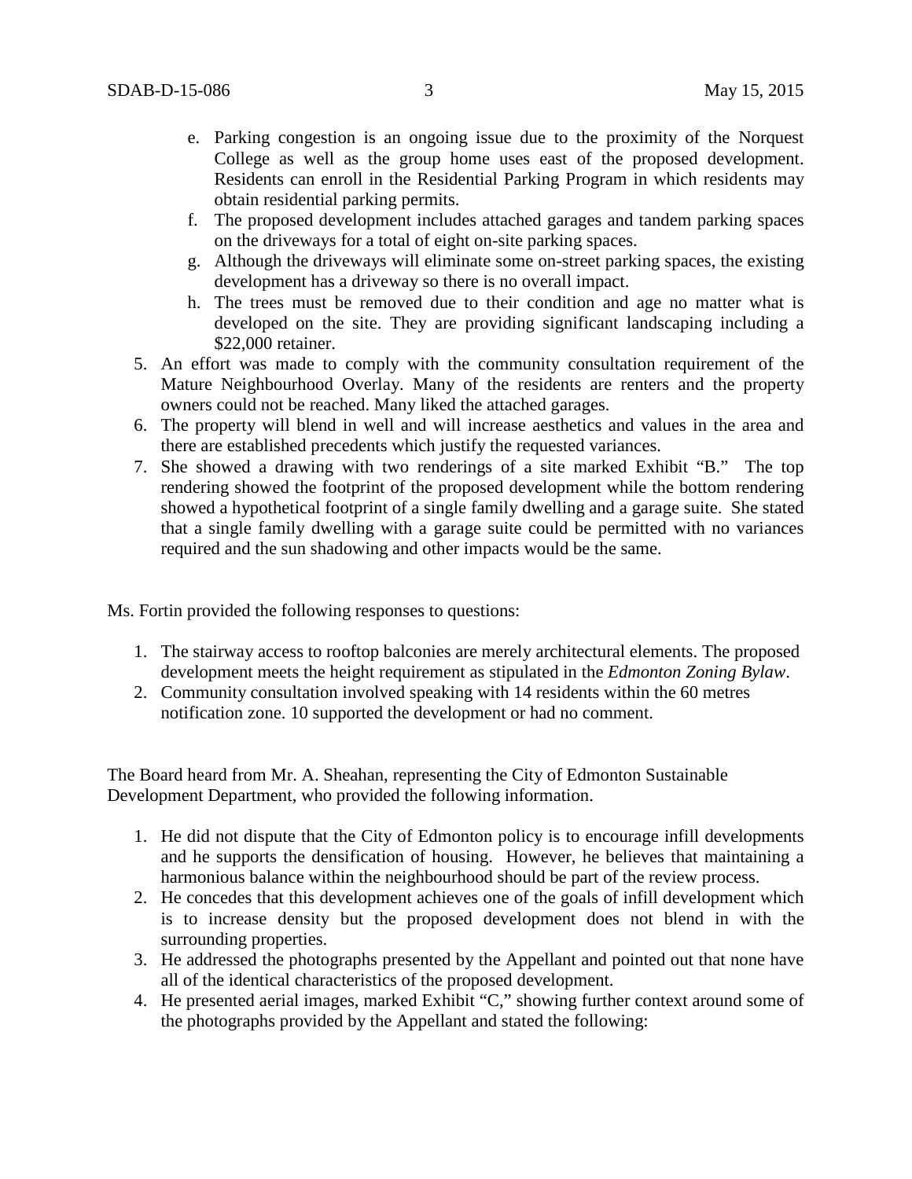e. Parking congestion is an ongoing issue due to the proximity of the Norquest College as well as the group home uses east of the proposed development. Residents can enroll in the Residential Parking Program in which residents may obtain residential parking permits.
   f. The proposed development includes attached garages and tandem parking spaces on the driveways for a total of eight on-site parking spaces.
   g. Although the driveways will eliminate some on-street parking spaces, the existing development has a driveway so there is no overall impact.
   h. The trees must be removed due to their condition and age no matter what is developed on the site. They are providing significant landscaping including a $22,000 retainer.

5. An effort was made to comply with the community consultation requirement of the Mature Neighbourhood Overlay. Many of the residents are renters and the property owners could not be reached. Many liked the attached garages.
6. The property will blend in well and will increase aesthetics and values in the area and there are established precedents which justify the requested variances.
7. She showed a drawing with two renderings of a site marked Exhibit "B." The top rendering showed the footprint of the proposed development while the bottom rendering showed a hypothetical footprint of a single family dwelling and a garage suite. She stated that a single family dwelling with a garage suite could be permitted with no variances required and the sun shadowing and other impacts would be the same.

Ms. Fortin provided the following responses to questions:

1. The stairway access to rooftop balconies are merely architectural elements. The proposed development meets the height requirement as stipulated in the *Edmonton Zoning Bylaw*.
2. Community consultation involved speaking with 14 residents within the 60 metres notification zone. 10 supported the development or had no comment.

The Board heard from Mr. A. Sheahan, representing the City of Edmonton Sustainable Development Department, who provided the following information.

1. He did not dispute that the City of Edmonton policy is to encourage infill developments and he supports the densification of housing. However, he believes that maintaining a harmonious balance within the neighbourhood should be part of the review process.
2. He concedes that this development achieves one of the goals of infill development which is to increase density but the proposed development does not blend in with the surrounding properties.
3. He addressed the photographs presented by the Appellant and pointed out that none have all of the identical characteristics of the proposed development.
4. He presented aerial images, marked Exhibit "C," showing further context around some of the photographs provided by the Appellant and stated the following: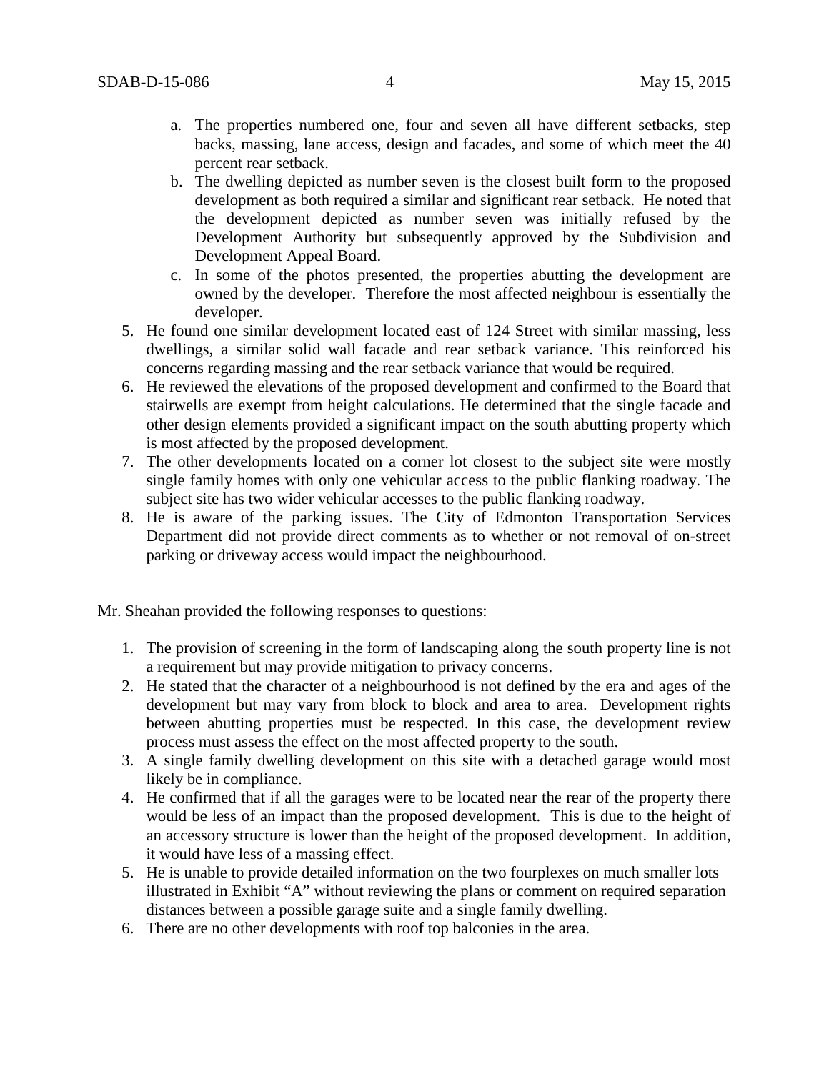a. The properties numbered one, four and seven all have different setbacks, step backs, massing, lane access, design and facades, and some of which meet the 40 percent rear setback.
   b. The dwelling depicted as number seven is the closest built form to the proposed development as both required a similar and significant rear setback. He noted that the development depicted as number seven was initially refused by the Development Authority but subsequently approved by the Subdivision and Development Appeal Board.
   c. In some of the photos presented, the properties abutting the development are owned by the developer. Therefore the most affected neighbour is essentially the developer.
5. He found one similar development located east of 124 Street with similar massing, less dwellings, a similar solid wall facade and rear setback variance. This reinforced his concerns regarding massing and the rear setback variance that would be required.
6. He reviewed the elevations of the proposed development and confirmed to the Board that stairwells are exempt from height calculations. He determined that the single facade and other design elements provided a significant impact on the south abutting property which is most affected by the proposed development.
7. The other developments located on a corner lot closest to the subject site were mostly single family homes with only one vehicular access to the public flanking roadway. The subject site has two wider vehicular accesses to the public flanking roadway.
8. He is aware of the parking issues. The City of Edmonton Transportation Services Department did not provide direct comments as to whether or not removal of on-street parking or driveway access would impact the neighbourhood.

Mr. Sheahan provided the following responses to questions:

1. The provision of screening in the form of landscaping along the south property line is not a requirement but may provide mitigation to privacy concerns.
2. He stated that the character of a neighbourhood is not defined by the era and ages of the development but may vary from block to block and area to area. Development rights between abutting properties must be respected. In this case, the development review process must assess the effect on the most affected property to the south.
3. A single family dwelling development on this site with a detached garage would most likely be in compliance.
4. He confirmed that if all the garages were to be located near the rear of the property there would be less of an impact than the proposed development. This is due to the height of an accessory structure is lower than the height of the proposed development. In addition, it would have less of a massing effect.
5. He is unable to provide detailed information on the two fourplexes on much smaller lots illustrated in Exhibit "A" without reviewing the plans or comment on required separation distances between a possible garage suite and a single family dwelling.
6. There are no other developments with roof top balconies in the area.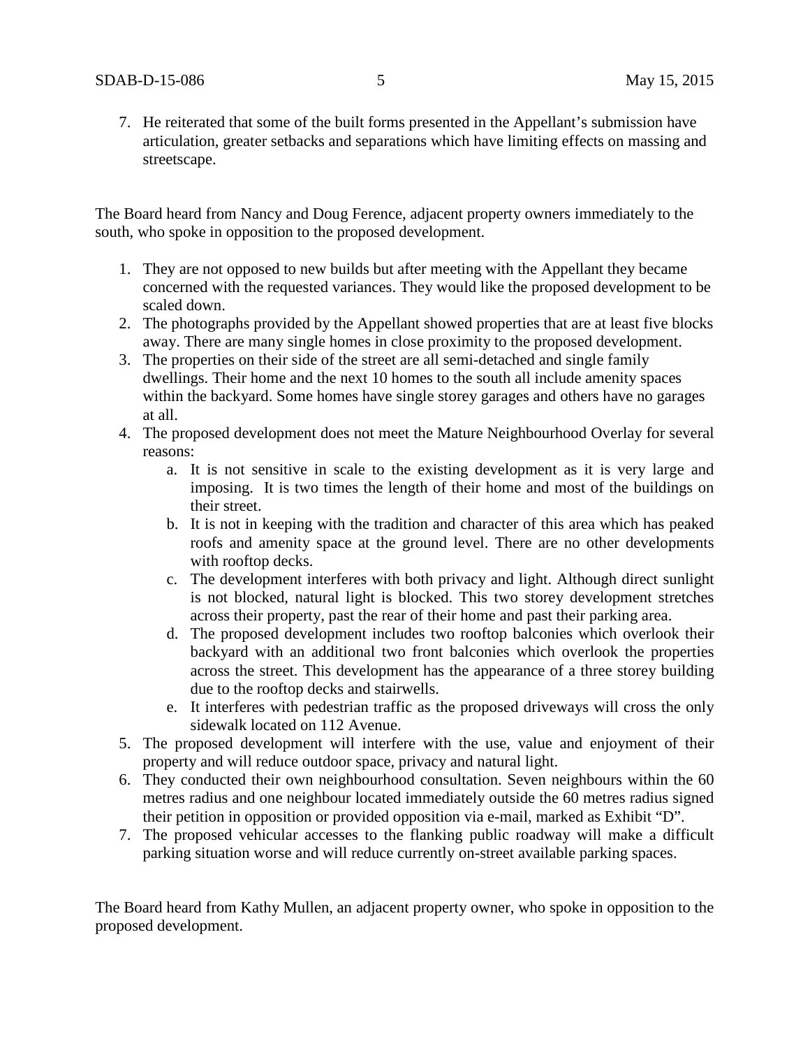7. He reiterated that some of the built forms presented in the Appellant's submission have articulation, greater setbacks and separations which have limiting effects on massing and streetscape.

The Board heard from Nancy and Doug Ference, adjacent property owners immediately to the south, who spoke in opposition to the proposed development.

1. They are not opposed to new builds but after meeting with the Appellant they became concerned with the requested variances. They would like the proposed development to be scaled down.
2. The photographs provided by the Appellant showed properties that are at least five blocks away. There are many single homes in close proximity to the proposed development.
3. The properties on their side of the street are all semi-detached and single family dwellings. Their home and the next 10 homes to the south all include amenity spaces within the backyard. Some homes have single storey garages and others have no garages at all.
4. The proposed development does not meet the Mature Neighbourhood Overlay for several reasons:
   a. It is not sensitive in scale to the existing development as it is very large and imposing. It is two times the length of their home and most of the buildings on their street.
   b. It is not in keeping with the tradition and character of this area which has peaked roofs and amenity space at the ground level. There are no other developments with rooftop decks.
   c. The development interferes with both privacy and light. Although direct sunlight is not blocked, natural light is blocked. This two storey development stretches across their property, past the rear of their home and past their parking area.
   d. The proposed development includes two rooftop balconies which overlook their backyard with an additional two front balconies which overlook the properties across the street. This development has the appearance of a three storey building due to the rooftop decks and stairwells.
   e. It interferes with pedestrian traffic as the proposed driveways will cross the only sidewalk located on 112 Avenue.
5. The proposed development will interfere with the use, value and enjoyment of their property and will reduce outdoor space, privacy and natural light.
6. They conducted their own neighbourhood consultation. Seven neighbours within the 60 metres radius and one neighbour located immediately outside the 60 metres radius signed their petition in opposition or provided opposition via e-mail, marked as Exhibit "D".
7. The proposed vehicular accesses to the flanking public roadway will make a difficult parking situation worse and will reduce currently on-street available parking spaces.

The Board heard from Kathy Mullen, an adjacent property owner, who spoke in opposition to the proposed development.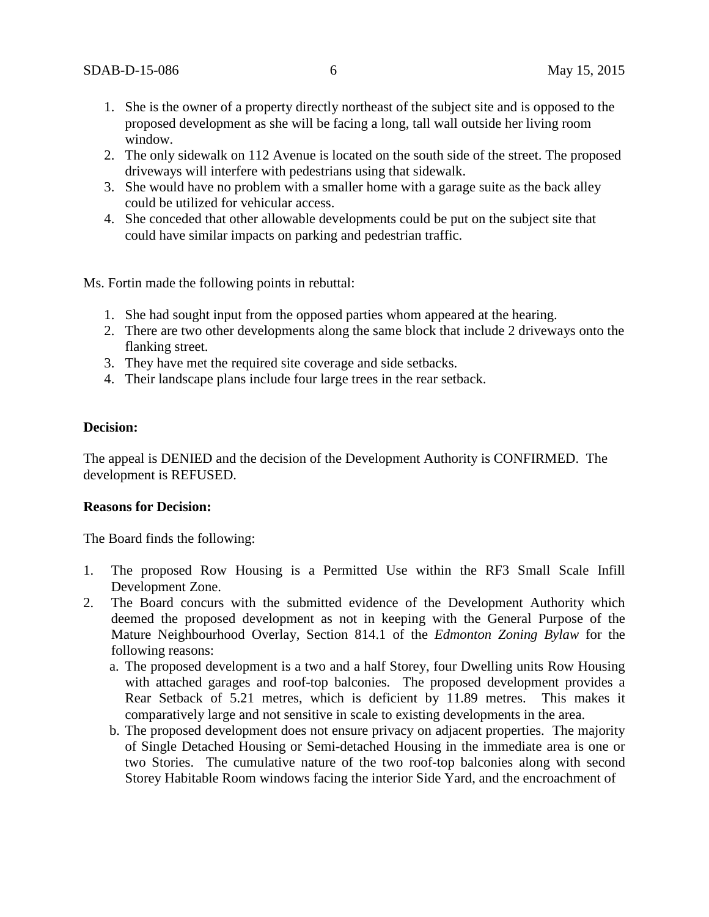1. She is the owner of a property directly northeast of the subject site and is opposed to the proposed development as she will be facing a long, tall wall outside her living room window.
2. The only sidewalk on 112 Avenue is located on the south side of the street. The proposed driveways will interfere with pedestrians using that sidewalk.
3. She would have no problem with a smaller home with a garage suite as the back alley could be utilized for vehicular access.
4. She conceded that other allowable developments could be put on the subject site that could have similar impacts on parking and pedestrian traffic.

Ms. Fortin made the following points in rebuttal:

1. She had sought input from the opposed parties whom appeared at the hearing.
2. There are two other developments along the same block that include 2 driveways onto the flanking street.
3. They have met the required site coverage and side setbacks.
4. Their landscape plans include four large trees in the rear setback.

**Decision:**

The appeal is DENIED and the decision of the Development Authority is CONFIRMED. The development is REFUSED.

**Reasons for Decision:**

The Board finds the following:

1. The proposed Row Housing is a Permitted Use within the RF3 Small Scale Infill Development Zone.
2. The Board concurs with the submitted evidence of the Development Authority which deemed the proposed development as not in keeping with the General Purpose of the Mature Neighbourhood Overlay, Section 814.1 of the *Edmonton Zoning Bylaw* for the following reasons:
   a. The proposed development is a two and a half Storey, four Dwelling units Row Housing with attached garages and roof-top balconies. The proposed development provides a Rear Setback of 5.21 metres, which is deficient by 11.89 metres. This makes it comparatively large and not sensitive in scale to existing developments in the area.
   b. The proposed development does not ensure privacy on adjacent properties. The majority of Single Detached Housing or Semi-detached Housing in the immediate area is one or two Stories. The cumulative nature of the two roof-top balconies along with second Storey Habitable Room windows facing the interior Side Yard, and the encroachment of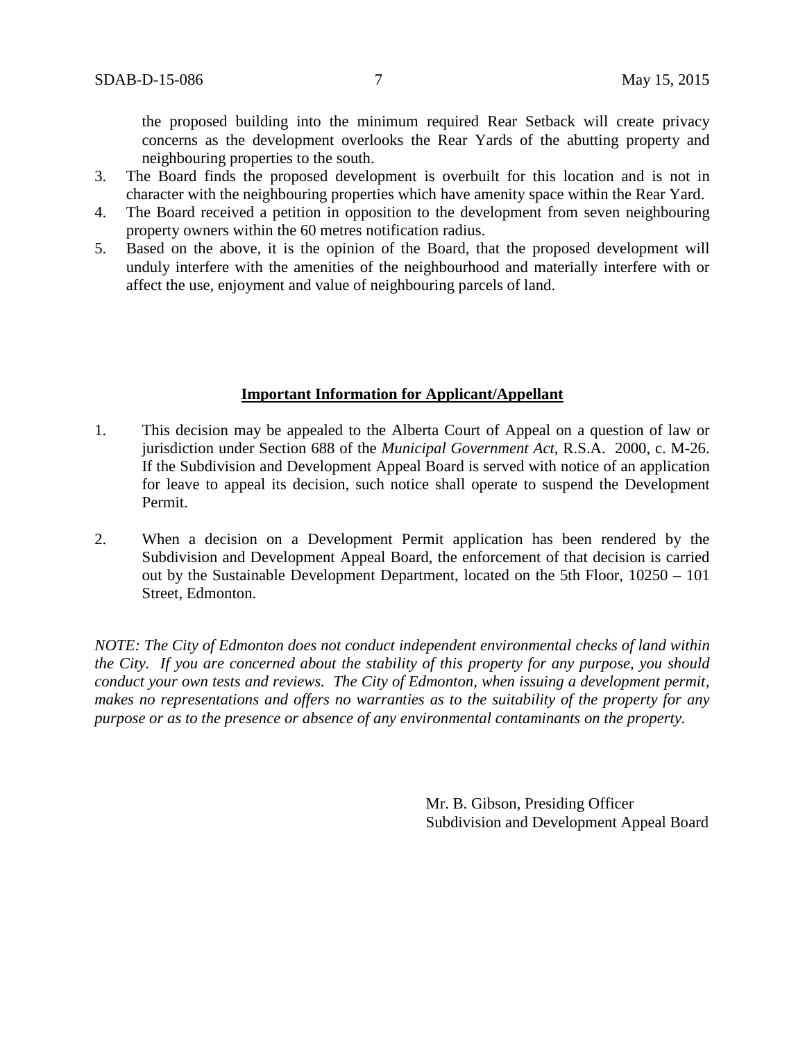the proposed building into the minimum required Rear Setback will create privacy concerns as the development overlooks the Rear Yards of the abutting property and neighbouring properties to the south.

3. The Board finds the proposed development is overbuilt for this location and is not in character with the neighbouring properties which have amenity space within the Rear Yard.
4. The Board received a petition in opposition to the development from seven neighbouring property owners within the 60 metres notification radius.
5. Based on the above, it is the opinion of the Board, that the proposed development will unduly interfere with the amenities of the neighbourhood and materially interfere with or affect the use, enjoyment and value of neighbouring parcels of land.

**Important Information for Applicant/Appellant**

1. This decision may be appealed to the Alberta Court of Appeal on a question of law or jurisdiction under Section 688 of the *Municipal Government Act*, R.S.A. 2000, c. M-26. If the Subdivision and Development Appeal Board is served with notice of an application for leave to appeal its decision, such notice shall operate to suspend the Development Permit.

2. When a decision on a Development Permit application has been rendered by the Subdivision and Development Appeal Board, the enforcement of that decision is carried out by the Sustainable Development Department, located on the 5th Floor, 10250 – 101 Street, Edmonton.

*NOTE: The City of Edmonton does not conduct independent environmental checks of land within the City. If you are concerned about the stability of this property for any purpose, you should conduct your own tests and reviews. The City of Edmonton, when issuing a development permit, makes no representations and offers no warranties as to the suitability of the property for any purpose or as to the presence or absence of any environmental contaminants on the property.*

Mr. B. Gibson, Presiding Officer
Subdivision and Development Appeal Board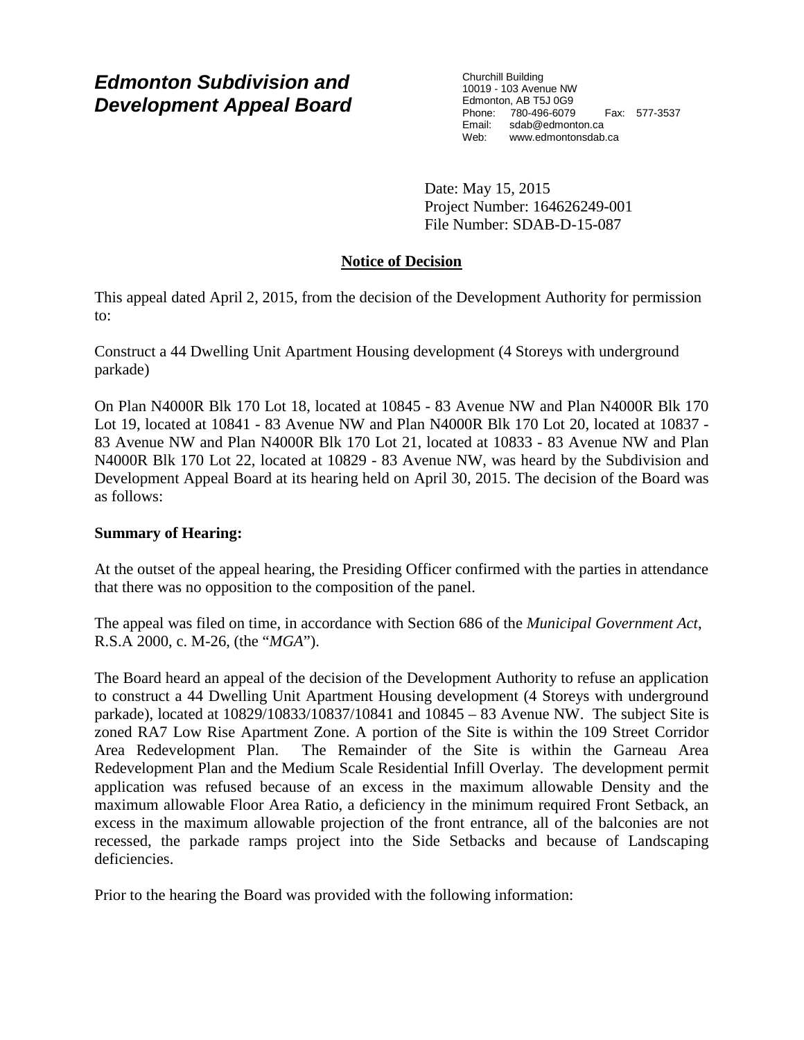# *Edmonton Subdivision and Development Appeal Board*

Churchill Building
10019 - 103 Avenue NW
Edmonton, AB T5J 0G9
Phone: 780-496-6079 Fax: 577-3537
Email: sdab@edmonton.ca
Web: www.edmontonsdab.ca

Date: May 15, 2015
Project Number: 164626249-001
File Number: SDAB-D-15-087

## Notice of Decision

This appeal dated April 2, 2015, from the decision of the Development Authority for permission to:

Construct a 44 Dwelling Unit Apartment Housing development (4 Storeys with underground parkade)

On Plan N4000R Blk 170 Lot 18, located at 10845 - 83 Avenue NW and Plan N4000R Blk 170 Lot 19, located at 10841 - 83 Avenue NW and Plan N4000R Blk 170 Lot 20, located at 10837 - 83 Avenue NW and Plan N4000R Blk 170 Lot 21, located at 10833 - 83 Avenue NW and Plan N4000R Blk 170 Lot 22, located at 10829 - 83 Avenue NW, was heard by the Subdivision and Development Appeal Board at its hearing held on April 30, 2015. The decision of the Board was as follows:

**Summary of Hearing:**

At the outset of the appeal hearing, the Presiding Officer confirmed with the parties in attendance that there was no opposition to the composition of the panel.

The appeal was filed on time, in accordance with Section 686 of the *Municipal Government Act*, R.S.A 2000, c. M-26, (the "*MGA*").

The Board heard an appeal of the decision of the Development Authority to refuse an application to construct a 44 Dwelling Unit Apartment Housing development (4 Storeys with underground parkade), located at 10829/10833/10837/10841 and 10845 – 83 Avenue NW. The subject Site is zoned RA7 Low Rise Apartment Zone. A portion of the Site is within the 109 Street Corridor Area Redevelopment Plan. The Remainder of the Site is within the Garneau Area Redevelopment Plan and the Medium Scale Residential Infill Overlay. The development permit application was refused because of an excess in the maximum allowable Density and the maximum allowable Floor Area Ratio, a deficiency in the minimum required Front Setback, an excess in the maximum allowable projection of the front entrance, all of the balconies are not recessed, the parkade ramps project into the Side Setbacks and because of Landscaping deficiencies.

Prior to the hearing the Board was provided with the following information: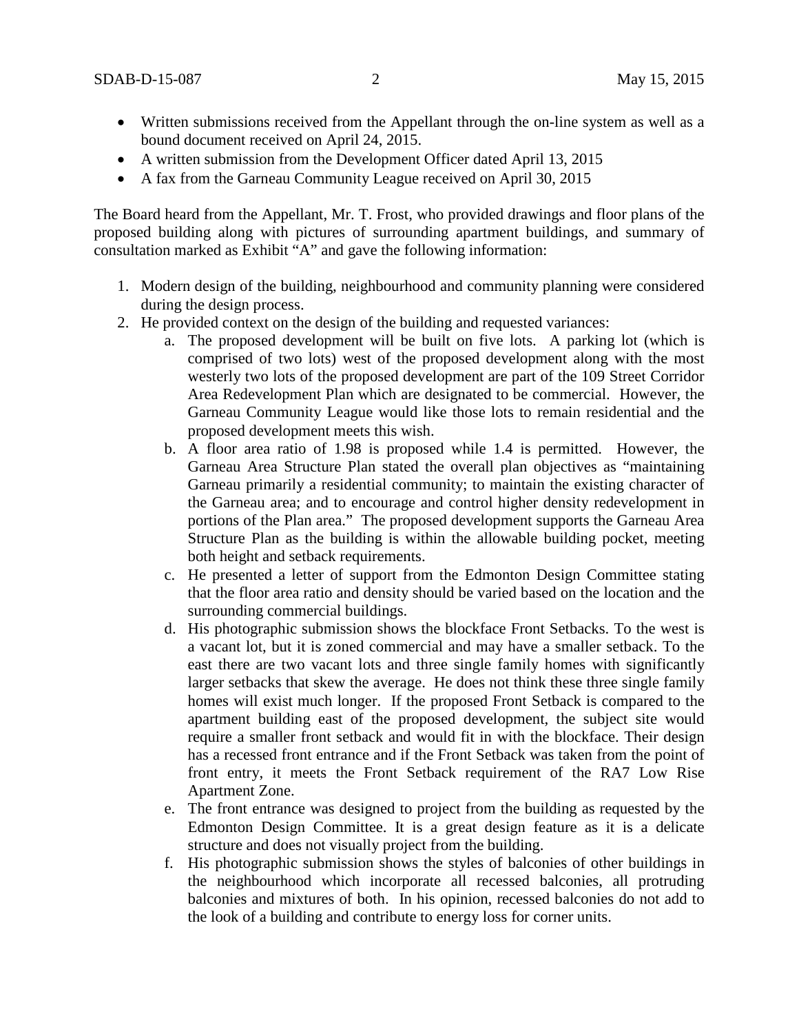- Written submissions received from the Appellant through the on-line system as well as a bound document received on April 24, 2015.
- A written submission from the Development Officer dated April 13, 2015
- A fax from the Garneau Community League received on April 30, 2015

The Board heard from the Appellant, Mr. T. Frost, who provided drawings and floor plans of the proposed building along with pictures of surrounding apartment buildings, and summary of consultation marked as Exhibit "A" and gave the following information:

1. Modern design of the building, neighbourhood and community planning were considered during the design process.
2. He provided context on the design of the building and requested variances:
    a. The proposed development will be built on five lots. A parking lot (which is comprised of two lots) west of the proposed development along with the most westerly two lots of the proposed development are part of the 109 Street Corridor Area Redevelopment Plan which are designated to be commercial. However, the Garneau Community League would like those lots to remain residential and the proposed development meets this wish.
    b. A floor area ratio of 1.98 is proposed while 1.4 is permitted. However, the Garneau Area Structure Plan stated the overall plan objectives as "maintaining Garneau primarily a residential community; to maintain the existing character of the Garneau area; and to encourage and control higher density redevelopment in portions of the Plan area." The proposed development supports the Garneau Area Structure Plan as the building is within the allowable building pocket, meeting both height and setback requirements.
    c. He presented a letter of support from the Edmonton Design Committee stating that the floor area ratio and density should be varied based on the location and the surrounding commercial buildings.
    d. His photographic submission shows the blockface Front Setbacks. To the west is a vacant lot, but it is zoned commercial and may have a smaller setback. To the east there are two vacant lots and three single family homes with significantly larger setbacks that skew the average. He does not think these three single family homes will exist much longer. If the proposed Front Setback is compared to the apartment building east of the proposed development, the subject site would require a smaller front setback and would fit in with the blockface. Their design has a recessed front entrance and if the Front Setback was taken from the point of front entry, it meets the Front Setback requirement of the RA7 Low Rise Apartment Zone.
    e. The front entrance was designed to project from the building as requested by the Edmonton Design Committee. It is a great design feature as it is a delicate structure and does not visually project from the building.
    f. His photographic submission shows the styles of balconies of other buildings in the neighbourhood which incorporate all recessed balconies, all protruding balconies and mixtures of both. In his opinion, recessed balconies do not add to the look of a building and contribute to energy loss for corner units.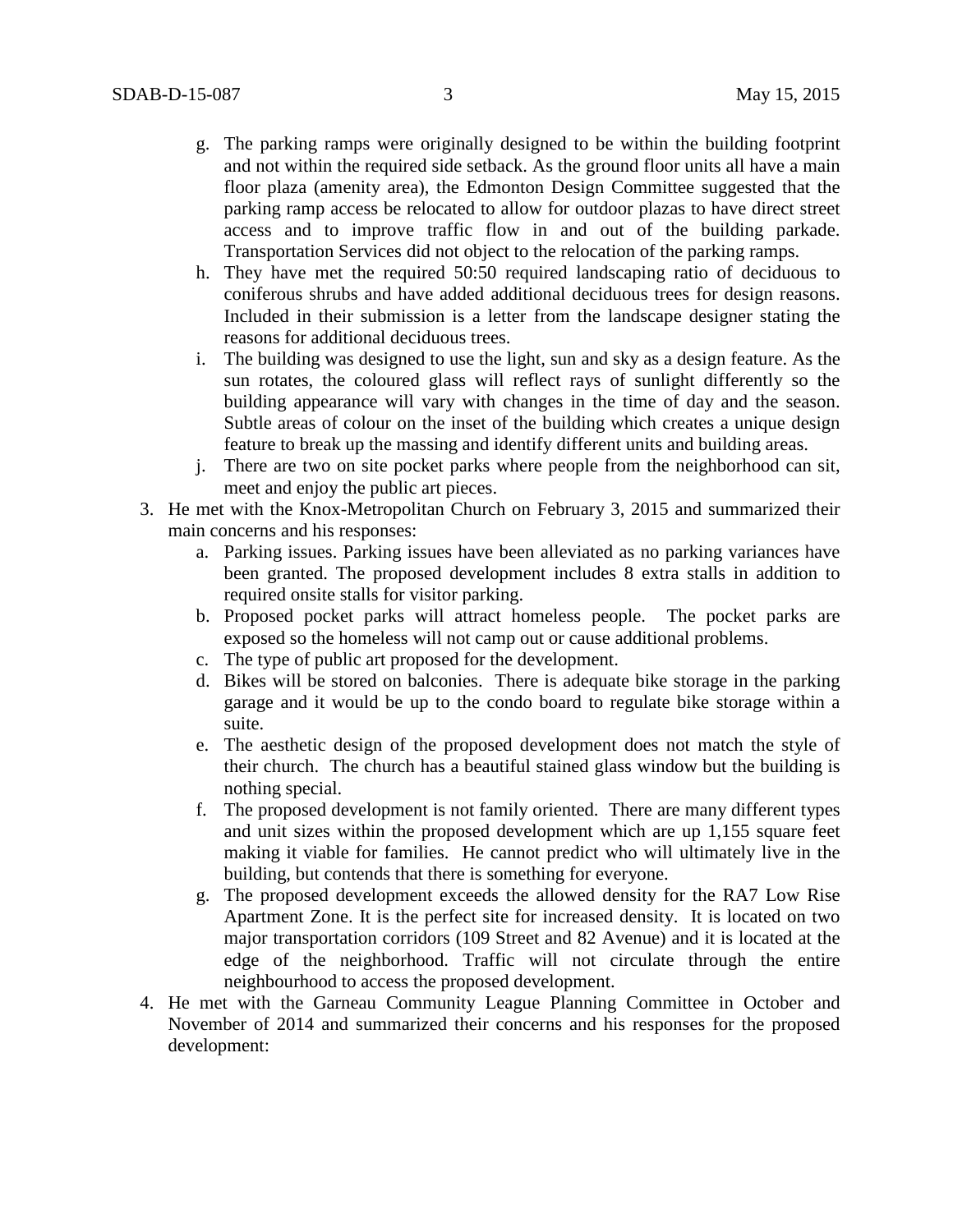g. The parking ramps were originally designed to be within the building footprint and not within the required side setback. As the ground floor units all have a main floor plaza (amenity area), the Edmonton Design Committee suggested that the parking ramp access be relocated to allow for outdoor plazas to have direct street access and to improve traffic flow in and out of the building parkade. Transportation Services did not object to the relocation of the parking ramps.
   h. They have met the required 50:50 required landscaping ratio of deciduous to coniferous shrubs and have added additional deciduous trees for design reasons. Included in their submission is a letter from the landscape designer stating the reasons for additional deciduous trees.
   i. The building was designed to use the light, sun and sky as a design feature. As the sun rotates, the coloured glass will reflect rays of sunlight differently so the building appearance will vary with changes in the time of day and the season. Subtle areas of colour on the inset of the building which creates a unique design feature to break up the massing and identify different units and building areas.
   j. There are two on site pocket parks where people from the neighborhood can sit, meet and enjoy the public art pieces.
3. He met with the Knox-Metropolitan Church on February 3, 2015 and summarized their main concerns and his responses:
   a. Parking issues. Parking issues have been alleviated as no parking variances have been granted. The proposed development includes 8 extra stalls in addition to required onsite stalls for visitor parking.
   b. Proposed pocket parks will attract homeless people. The pocket parks are exposed so the homeless will not camp out or cause additional problems.
   c. The type of public art proposed for the development.
   d. Bikes will be stored on balconies. There is adequate bike storage in the parking garage and it would be up to the condo board to regulate bike storage within a suite.
   e. The aesthetic design of the proposed development does not match the style of their church. The church has a beautiful stained glass window but the building is nothing special.
   f. The proposed development is not family oriented. There are many different types and unit sizes within the proposed development which are up 1,155 square feet making it viable for families. He cannot predict who will ultimately live in the building, but contends that there is something for everyone.
   g. The proposed development exceeds the allowed density for the RA7 Low Rise Apartment Zone. It is the perfect site for increased density. It is located on two major transportation corridors (109 Street and 82 Avenue) and it is located at the edge of the neighborhood. Traffic will not circulate through the entire neighbourhood to access the proposed development.
4. He met with the Garneau Community League Planning Committee in October and November of 2014 and summarized their concerns and his responses for the proposed development: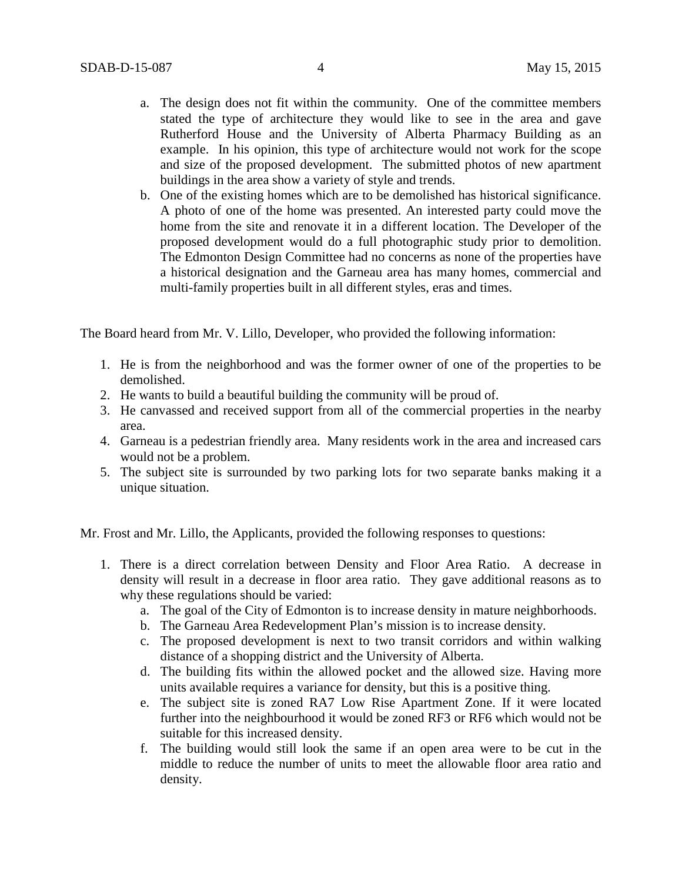a. The design does not fit within the community. One of the committee members stated the type of architecture they would like to see in the area and gave Rutherford House and the University of Alberta Pharmacy Building as an example. In his opinion, this type of architecture would not work for the scope and size of the proposed development. The submitted photos of new apartment buildings in the area show a variety of style and trends.
   b. One of the existing homes which are to be demolished has historical significance. A photo of one of the home was presented. An interested party could move the home from the site and renovate it in a different location. The Developer of the proposed development would do a full photographic study prior to demolition. The Edmonton Design Committee had no concerns as none of the properties have a historical designation and the Garneau area has many homes, commercial and multi-family properties built in all different styles, eras and times.

The Board heard from Mr. V. Lillo, Developer, who provided the following information:

1. He is from the neighborhood and was the former owner of one of the properties to be demolished.
2. He wants to build a beautiful building the community will be proud of.
3. He canvassed and received support from all of the commercial properties in the nearby area.
4. Garneau is a pedestrian friendly area. Many residents work in the area and increased cars would not be a problem.
5. The subject site is surrounded by two parking lots for two separate banks making it a unique situation.

Mr. Frost and Mr. Lillo, the Applicants, provided the following responses to questions:

1. There is a direct correlation between Density and Floor Area Ratio. A decrease in density will result in a decrease in floor area ratio. They gave additional reasons as to why these regulations should be varied:
   a. The goal of the City of Edmonton is to increase density in mature neighborhoods.
   b. The Garneau Area Redevelopment Plan's mission is to increase density.
   c. The proposed development is next to two transit corridors and within walking distance of a shopping district and the University of Alberta.
   d. The building fits within the allowed pocket and the allowed size. Having more units available requires a variance for density, but this is a positive thing.
   e. The subject site is zoned RA7 Low Rise Apartment Zone. If it were located further into the neighbourhood it would be zoned RF3 or RF6 which would not be suitable for this increased density.
   f. The building would still look the same if an open area were to be cut in the middle to reduce the number of units to meet the allowable floor area ratio and density.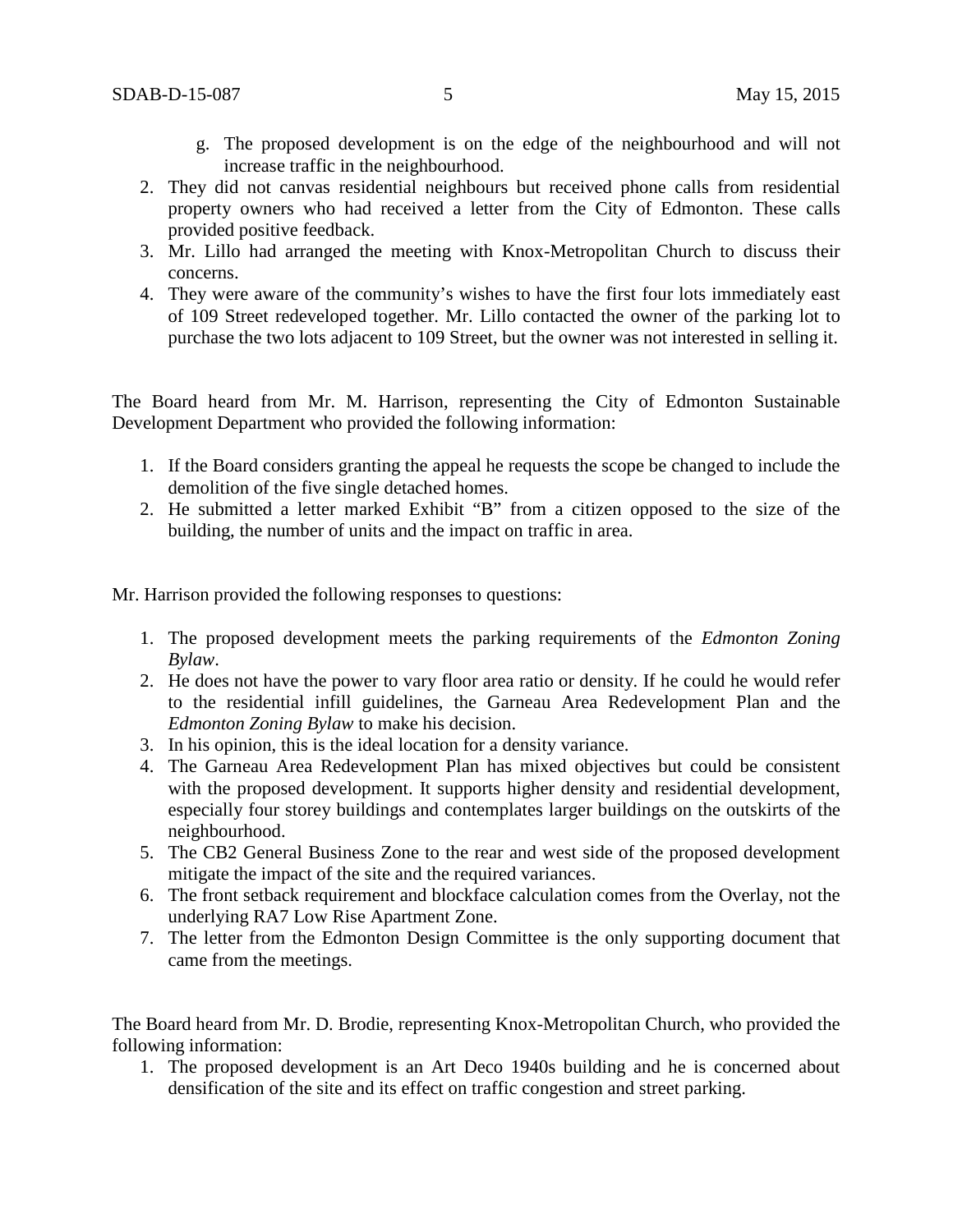g. The proposed development is on the edge of the neighbourhood and will not increase traffic in the neighbourhood.

2. They did not canvas residential neighbours but received phone calls from residential property owners who had received a letter from the City of Edmonton. These calls provided positive feedback.
3. Mr. Lillo had arranged the meeting with Knox-Metropolitan Church to discuss their concerns.
4. They were aware of the community's wishes to have the first four lots immediately east of 109 Street redeveloped together. Mr. Lillo contacted the owner of the parking lot to purchase the two lots adjacent to 109 Street, but the owner was not interested in selling it.

The Board heard from Mr. M. Harrison, representing the City of Edmonton Sustainable Development Department who provided the following information:

1. If the Board considers granting the appeal he requests the scope be changed to include the demolition of the five single detached homes.
2. He submitted a letter marked Exhibit "B" from a citizen opposed to the size of the building, the number of units and the impact on traffic in area.

Mr. Harrison provided the following responses to questions:

1. The proposed development meets the parking requirements of the *Edmonton Zoning Bylaw*.
2. He does not have the power to vary floor area ratio or density. If he could he would refer to the residential infill guidelines, the Garneau Area Redevelopment Plan and the *Edmonton Zoning Bylaw* to make his decision.
3. In his opinion, this is the ideal location for a density variance.
4. The Garneau Area Redevelopment Plan has mixed objectives but could be consistent with the proposed development. It supports higher density and residential development, especially four storey buildings and contemplates larger buildings on the outskirts of the neighbourhood.
5. The CB2 General Business Zone to the rear and west side of the proposed development mitigate the impact of the site and the required variances.
6. The front setback requirement and blockface calculation comes from the Overlay, not the underlying RA7 Low Rise Apartment Zone.
7. The letter from the Edmonton Design Committee is the only supporting document that came from the meetings.

The Board heard from Mr. D. Brodie, representing Knox-Metropolitan Church, who provided the following information:

1. The proposed development is an Art Deco 1940s building and he is concerned about densification of the site and its effect on traffic congestion and street parking.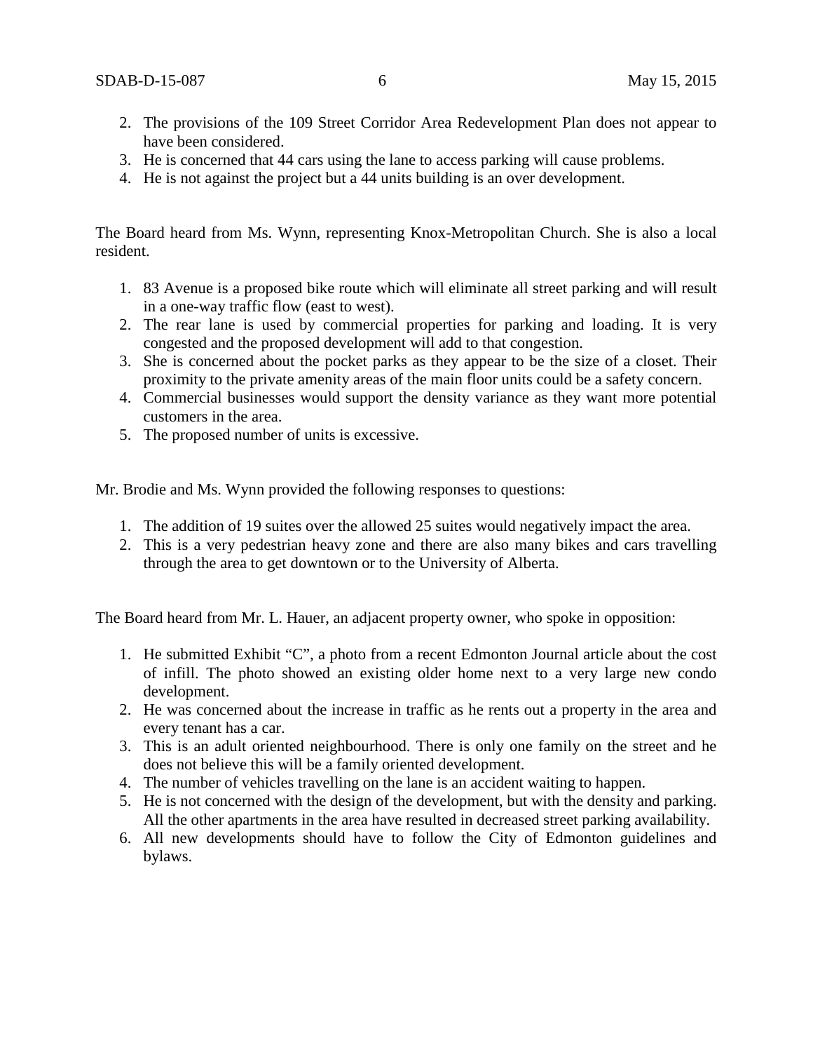2. The provisions of the 109 Street Corridor Area Redevelopment Plan does not appear to have been considered.
3. He is concerned that 44 cars using the lane to access parking will cause problems.
4. He is not against the project but a 44 units building is an over development.

The Board heard from Ms. Wynn, representing Knox-Metropolitan Church. She is also a local resident.

1. 83 Avenue is a proposed bike route which will eliminate all street parking and will result in a one-way traffic flow (east to west).
2. The rear lane is used by commercial properties for parking and loading. It is very congested and the proposed development will add to that congestion.
3. She is concerned about the pocket parks as they appear to be the size of a closet. Their proximity to the private amenity areas of the main floor units could be a safety concern.
4. Commercial businesses would support the density variance as they want more potential customers in the area.
5. The proposed number of units is excessive.

Mr. Brodie and Ms. Wynn provided the following responses to questions:

1. The addition of 19 suites over the allowed 25 suites would negatively impact the area.
2. This is a very pedestrian heavy zone and there are also many bikes and cars travelling through the area to get downtown or to the University of Alberta.

The Board heard from Mr. L. Hauer, an adjacent property owner, who spoke in opposition:

1. He submitted Exhibit "C", a photo from a recent Edmonton Journal article about the cost of infill. The photo showed an existing older home next to a very large new condo development.
2. He was concerned about the increase in traffic as he rents out a property in the area and every tenant has a car.
3. This is an adult oriented neighbourhood. There is only one family on the street and he does not believe this will be a family oriented development.
4. The number of vehicles travelling on the lane is an accident waiting to happen.
5. He is not concerned with the design of the development, but with the density and parking. All the other apartments in the area have resulted in decreased street parking availability.
6. All new developments should have to follow the City of Edmonton guidelines and bylaws.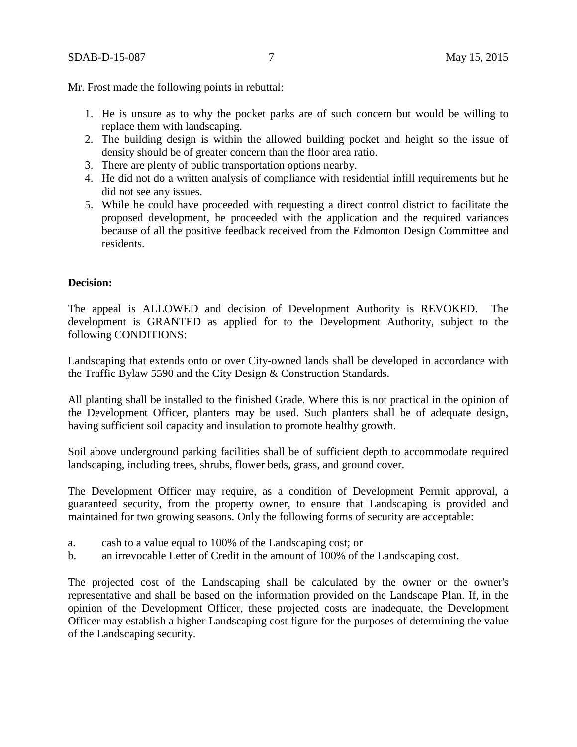Mr. Frost made the following points in rebuttal:

1. He is unsure as to why the pocket parks are of such concern but would be willing to replace them with landscaping.
2. The building design is within the allowed building pocket and height so the issue of density should be of greater concern than the floor area ratio.
3. There are plenty of public transportation options nearby.
4. He did not do a written analysis of compliance with residential infill requirements but he did not see any issues.
5. While he could have proceeded with requesting a direct control district to facilitate the proposed development, he proceeded with the application and the required variances because of all the positive feedback received from the Edmonton Design Committee and residents.

**Decision:**

The appeal is ALLOWED and decision of Development Authority is REVOKED. The development is GRANTED as applied for to the Development Authority, subject to the following CONDITIONS:

Landscaping that extends onto or over City-owned lands shall be developed in accordance with the Traffic Bylaw 5590 and the City Design & Construction Standards.

All planting shall be installed to the finished Grade. Where this is not practical in the opinion of the Development Officer, planters may be used. Such planters shall be of adequate design, having sufficient soil capacity and insulation to promote healthy growth.

Soil above underground parking facilities shall be of sufficient depth to accommodate required landscaping, including trees, shrubs, flower beds, grass, and ground cover.

The Development Officer may require, as a condition of Development Permit approval, a guaranteed security, from the property owner, to ensure that Landscaping is provided and maintained for two growing seasons. Only the following forms of security are acceptable:

a. cash to a value equal to 100% of the Landscaping cost; or
b. an irrevocable Letter of Credit in the amount of 100% of the Landscaping cost.

The projected cost of the Landscaping shall be calculated by the owner or the owner's representative and shall be based on the information provided on the Landscape Plan. If, in the opinion of the Development Officer, these projected costs are inadequate, the Development Officer may establish a higher Landscaping cost figure for the purposes of determining the value of the Landscaping security.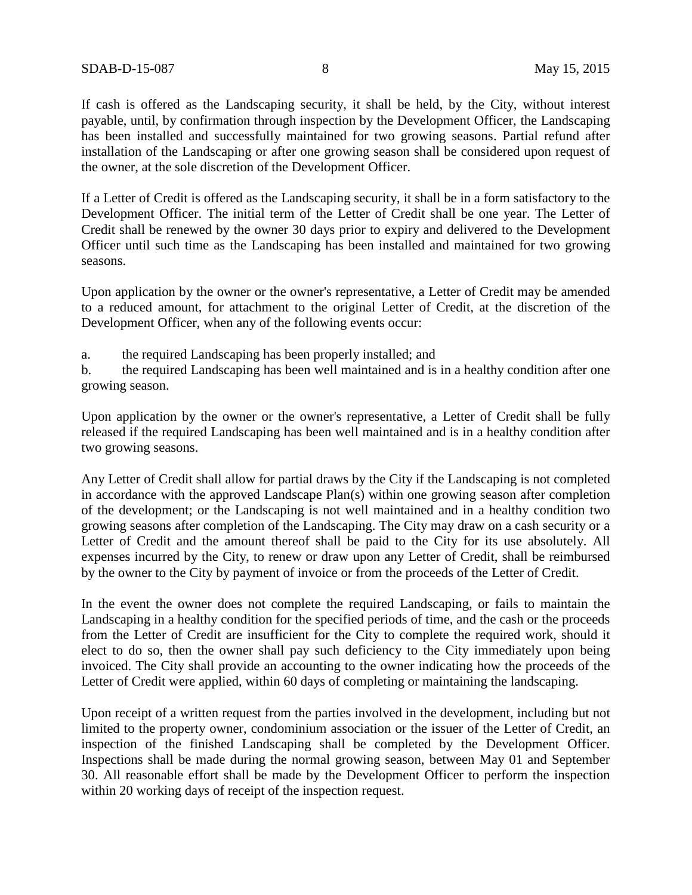If cash is offered as the Landscaping security, it shall be held, by the City, without interest payable, until, by confirmation through inspection by the Development Officer, the Landscaping has been installed and successfully maintained for two growing seasons. Partial refund after installation of the Landscaping or after one growing season shall be considered upon request of the owner, at the sole discretion of the Development Officer.

If a Letter of Credit is offered as the Landscaping security, it shall be in a form satisfactory to the Development Officer. The initial term of the Letter of Credit shall be one year. The Letter of Credit shall be renewed by the owner 30 days prior to expiry and delivered to the Development Officer until such time as the Landscaping has been installed and maintained for two growing seasons.

Upon application by the owner or the owner's representative, a Letter of Credit may be amended to a reduced amount, for attachment to the original Letter of Credit, at the discretion of the Development Officer, when any of the following events occur:

a. the required Landscaping has been properly installed; and

b. the required Landscaping has been well maintained and is in a healthy condition after one growing season.

Upon application by the owner or the owner's representative, a Letter of Credit shall be fully released if the required Landscaping has been well maintained and is in a healthy condition after two growing seasons.

Any Letter of Credit shall allow for partial draws by the City if the Landscaping is not completed in accordance with the approved Landscape Plan(s) within one growing season after completion of the development; or the Landscaping is not well maintained and in a healthy condition two growing seasons after completion of the Landscaping. The City may draw on a cash security or a Letter of Credit and the amount thereof shall be paid to the City for its use absolutely. All expenses incurred by the City, to renew or draw upon any Letter of Credit, shall be reimbursed by the owner to the City by payment of invoice or from the proceeds of the Letter of Credit.

In the event the owner does not complete the required Landscaping, or fails to maintain the Landscaping in a healthy condition for the specified periods of time, and the cash or the proceeds from the Letter of Credit are insufficient for the City to complete the required work, should it elect to do so, then the owner shall pay such deficiency to the City immediately upon being invoiced. The City shall provide an accounting to the owner indicating how the proceeds of the Letter of Credit were applied, within 60 days of completing or maintaining the landscaping.

Upon receipt of a written request from the parties involved in the development, including but not limited to the property owner, condominium association or the issuer of the Letter of Credit, an inspection of the finished Landscaping shall be completed by the Development Officer. Inspections shall be made during the normal growing season, between May 01 and September 30. All reasonable effort shall be made by the Development Officer to perform the inspection within 20 working days of receipt of the inspection request.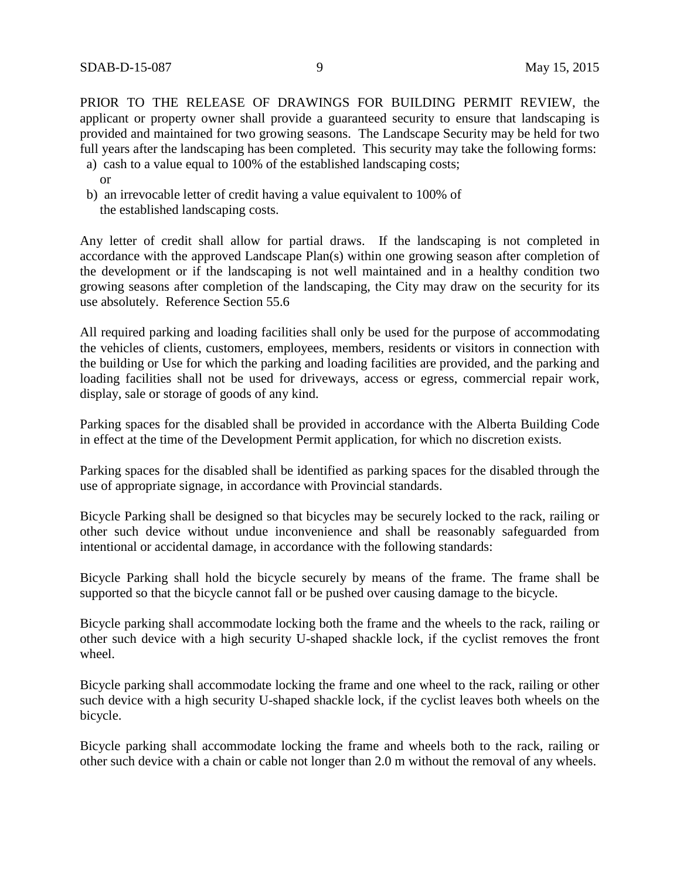PRIOR TO THE RELEASE OF DRAWINGS FOR BUILDING PERMIT REVIEW, the applicant or property owner shall provide a guaranteed security to ensure that landscaping is provided and maintained for two growing seasons. The Landscape Security may be held for two full years after the landscaping has been completed. This security may take the following forms:

a) cash to a value equal to 100% of the established landscaping costs;
   or
b) an irrevocable letter of credit having a value equivalent to 100% of the established landscaping costs.

Any letter of credit shall allow for partial draws. If the landscaping is not completed in accordance with the approved Landscape Plan(s) within one growing season after completion of the development or if the landscaping is not well maintained and in a healthy condition two growing seasons after completion of the landscaping, the City may draw on the security for its use absolutely. Reference Section 55.6

All required parking and loading facilities shall only be used for the purpose of accommodating the vehicles of clients, customers, employees, members, residents or visitors in connection with the building or Use for which the parking and loading facilities are provided, and the parking and loading facilities shall not be used for driveways, access or egress, commercial repair work, display, sale or storage of goods of any kind.

Parking spaces for the disabled shall be provided in accordance with the Alberta Building Code in effect at the time of the Development Permit application, for which no discretion exists.

Parking spaces for the disabled shall be identified as parking spaces for the disabled through the use of appropriate signage, in accordance with Provincial standards.

Bicycle Parking shall be designed so that bicycles may be securely locked to the rack, railing or other such device without undue inconvenience and shall be reasonably safeguarded from intentional or accidental damage, in accordance with the following standards:

Bicycle Parking shall hold the bicycle securely by means of the frame. The frame shall be supported so that the bicycle cannot fall or be pushed over causing damage to the bicycle.

Bicycle parking shall accommodate locking both the frame and the wheels to the rack, railing or other such device with a high security U-shaped shackle lock, if the cyclist removes the front wheel.

Bicycle parking shall accommodate locking the frame and one wheel to the rack, railing or other such device with a high security U-shaped shackle lock, if the cyclist leaves both wheels on the bicycle.

Bicycle parking shall accommodate locking the frame and wheels both to the rack, railing or other such device with a chain or cable not longer than 2.0 m without the removal of any wheels.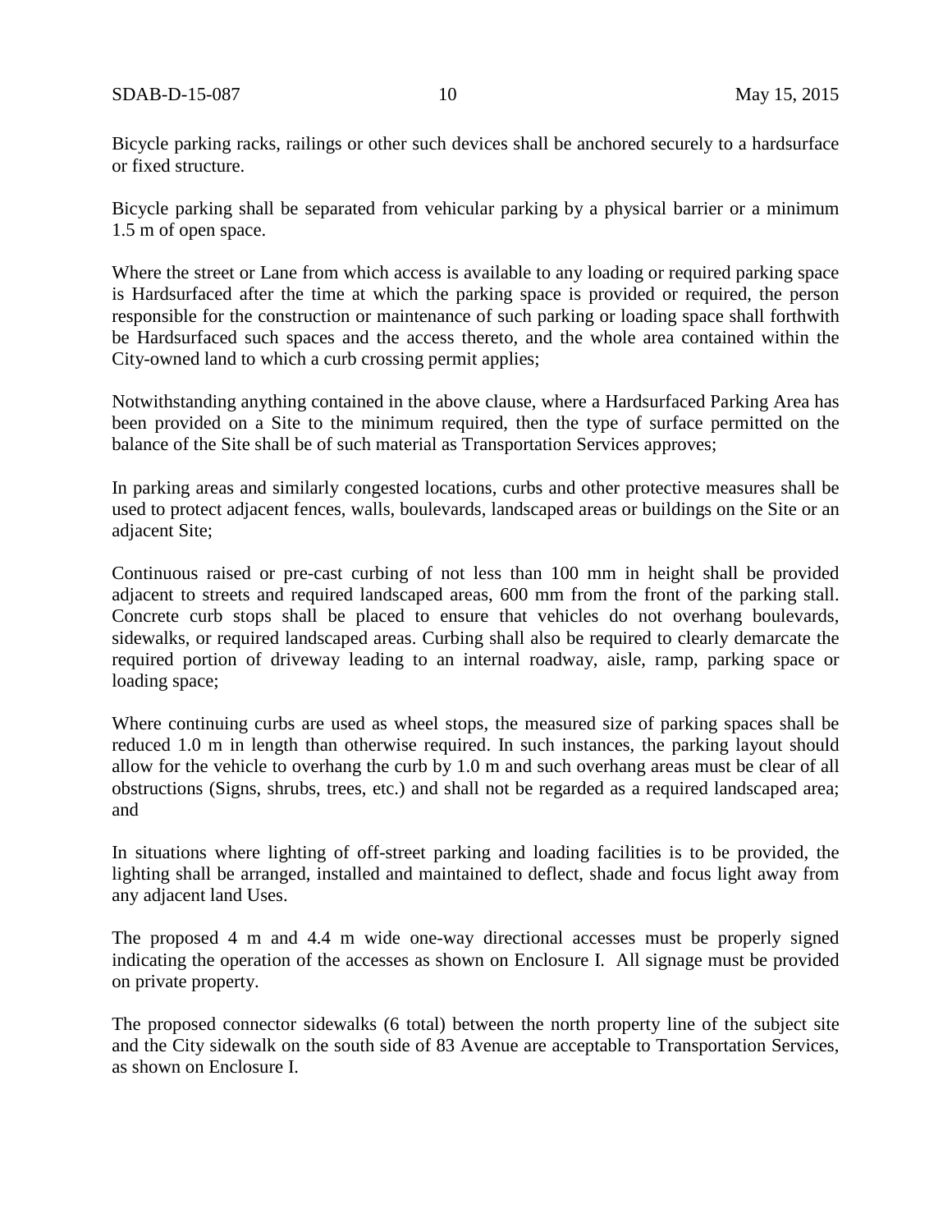Bicycle parking racks, railings or other such devices shall be anchored securely to a hardsurface or fixed structure.

Bicycle parking shall be separated from vehicular parking by a physical barrier or a minimum 1.5 m of open space.

Where the street or Lane from which access is available to any loading or required parking space is Hardsurfaced after the time at which the parking space is provided or required, the person responsible for the construction or maintenance of such parking or loading space shall forthwith be Hardsurfaced such spaces and the access thereto, and the whole area contained within the City-owned land to which a curb crossing permit applies;

Notwithstanding anything contained in the above clause, where a Hardsurfaced Parking Area has been provided on a Site to the minimum required, then the type of surface permitted on the balance of the Site shall be of such material as Transportation Services approves;

In parking areas and similarly congested locations, curbs and other protective measures shall be used to protect adjacent fences, walls, boulevards, landscaped areas or buildings on the Site or an adjacent Site;

Continuous raised or pre-cast curbing of not less than 100 mm in height shall be provided adjacent to streets and required landscaped areas, 600 mm from the front of the parking stall. Concrete curb stops shall be placed to ensure that vehicles do not overhang boulevards, sidewalks, or required landscaped areas. Curbing shall also be required to clearly demarcate the required portion of driveway leading to an internal roadway, aisle, ramp, parking space or loading space;

Where continuing curbs are used as wheel stops, the measured size of parking spaces shall be reduced 1.0 m in length than otherwise required. In such instances, the parking layout should allow for the vehicle to overhang the curb by 1.0 m and such overhang areas must be clear of all obstructions (Signs, shrubs, trees, etc.) and shall not be regarded as a required landscaped area; and

In situations where lighting of off-street parking and loading facilities is to be provided, the lighting shall be arranged, installed and maintained to deflect, shade and focus light away from any adjacent land Uses.

The proposed 4 m and 4.4 m wide one-way directional accesses must be properly signed indicating the operation of the accesses as shown on Enclosure I. All signage must be provided on private property.

The proposed connector sidewalks (6 total) between the north property line of the subject site and the City sidewalk on the south side of 83 Avenue are acceptable to Transportation Services, as shown on Enclosure I.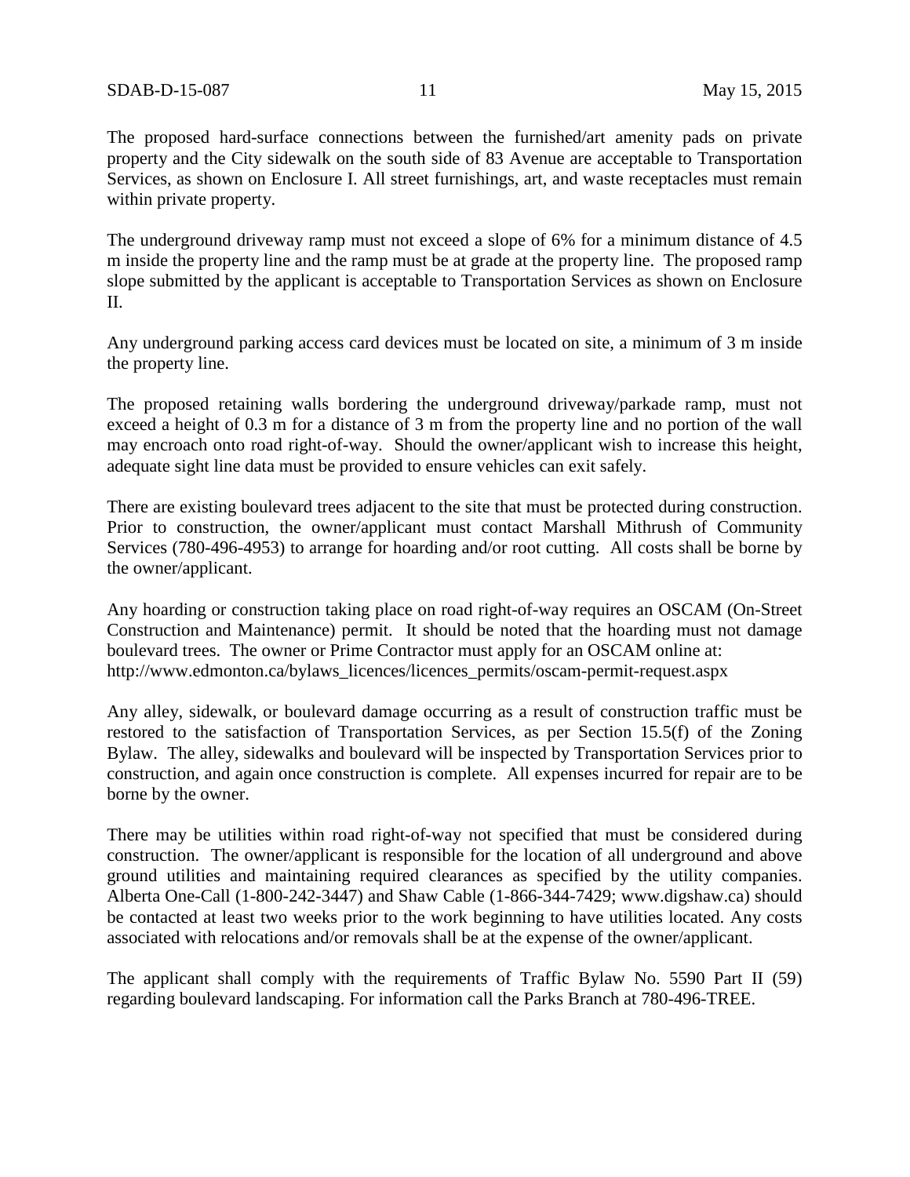The proposed hard-surface connections between the furnished/art amenity pads on private property and the City sidewalk on the south side of 83 Avenue are acceptable to Transportation Services, as shown on Enclosure I. All street furnishings, art, and waste receptacles must remain within private property.

The underground driveway ramp must not exceed a slope of 6% for a minimum distance of 4.5 m inside the property line and the ramp must be at grade at the property line. The proposed ramp slope submitted by the applicant is acceptable to Transportation Services as shown on Enclosure II.

Any underground parking access card devices must be located on site, a minimum of 3 m inside the property line.

The proposed retaining walls bordering the underground driveway/parkade ramp, must not exceed a height of 0.3 m for a distance of 3 m from the property line and no portion of the wall may encroach onto road right-of-way. Should the owner/applicant wish to increase this height, adequate sight line data must be provided to ensure vehicles can exit safely.

There are existing boulevard trees adjacent to the site that must be protected during construction. Prior to construction, the owner/applicant must contact Marshall Mithrush of Community Services (780-496-4953) to arrange for hoarding and/or root cutting. All costs shall be borne by the owner/applicant.

Any hoarding or construction taking place on road right-of-way requires an OSCAM (On-Street Construction and Maintenance) permit. It should be noted that the hoarding must not damage boulevard trees. The owner or Prime Contractor must apply for an OSCAM online at: http://www.edmonton.ca/bylaws_licences/licences_permits/oscam-permit-request.aspx

Any alley, sidewalk, or boulevard damage occurring as a result of construction traffic must be restored to the satisfaction of Transportation Services, as per Section 15.5(f) of the Zoning Bylaw. The alley, sidewalks and boulevard will be inspected by Transportation Services prior to construction, and again once construction is complete. All expenses incurred for repair are to be borne by the owner.

There may be utilities within road right-of-way not specified that must be considered during construction. The owner/applicant is responsible for the location of all underground and above ground utilities and maintaining required clearances as specified by the utility companies. Alberta One-Call (1-800-242-3447) and Shaw Cable (1-866-344-7429; www.digshaw.ca) should be contacted at least two weeks prior to the work beginning to have utilities located. Any costs associated with relocations and/or removals shall be at the expense of the owner/applicant.

The applicant shall comply with the requirements of Traffic Bylaw No. 5590 Part II (59) regarding boulevard landscaping. For information call the Parks Branch at 780-496-TREE.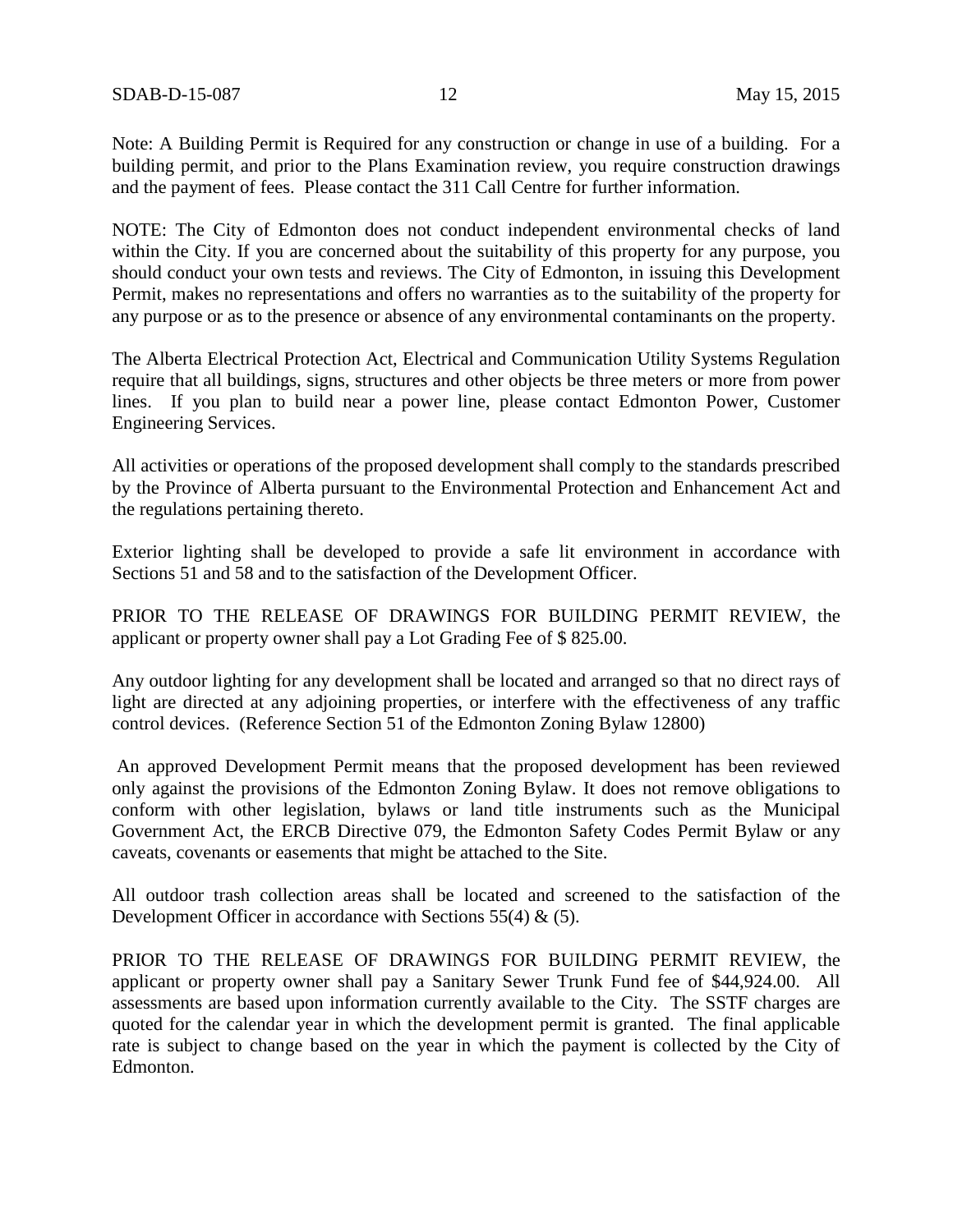Note: A Building Permit is Required for any construction or change in use of a building. For a building permit, and prior to the Plans Examination review, you require construction drawings and the payment of fees. Please contact the 311 Call Centre for further information.

NOTE: The City of Edmonton does not conduct independent environmental checks of land within the City. If you are concerned about the suitability of this property for any purpose, you should conduct your own tests and reviews. The City of Edmonton, in issuing this Development Permit, makes no representations and offers no warranties as to the suitability of the property for any purpose or as to the presence or absence of any environmental contaminants on the property.

The Alberta Electrical Protection Act, Electrical and Communication Utility Systems Regulation require that all buildings, signs, structures and other objects be three meters or more from power lines. If you plan to build near a power line, please contact Edmonton Power, Customer Engineering Services.

All activities or operations of the proposed development shall comply to the standards prescribed by the Province of Alberta pursuant to the Environmental Protection and Enhancement Act and the regulations pertaining thereto.

Exterior lighting shall be developed to provide a safe lit environment in accordance with Sections 51 and 58 and to the satisfaction of the Development Officer.

PRIOR TO THE RELEASE OF DRAWINGS FOR BUILDING PERMIT REVIEW, the applicant or property owner shall pay a Lot Grading Fee of $ 825.00.

Any outdoor lighting for any development shall be located and arranged so that no direct rays of light are directed at any adjoining properties, or interfere with the effectiveness of any traffic control devices. (Reference Section 51 of the Edmonton Zoning Bylaw 12800)

An approved Development Permit means that the proposed development has been reviewed only against the provisions of the Edmonton Zoning Bylaw. It does not remove obligations to conform with other legislation, bylaws or land title instruments such as the Municipal Government Act, the ERCB Directive 079, the Edmonton Safety Codes Permit Bylaw or any caveats, covenants or easements that might be attached to the Site.

All outdoor trash collection areas shall be located and screened to the satisfaction of the Development Officer in accordance with Sections 55(4) & (5).

PRIOR TO THE RELEASE OF DRAWINGS FOR BUILDING PERMIT REVIEW, the applicant or property owner shall pay a Sanitary Sewer Trunk Fund fee of $44,924.00. All assessments are based upon information currently available to the City. The SSTF charges are quoted for the calendar year in which the development permit is granted. The final applicable rate is subject to change based on the year in which the payment is collected by the City of Edmonton.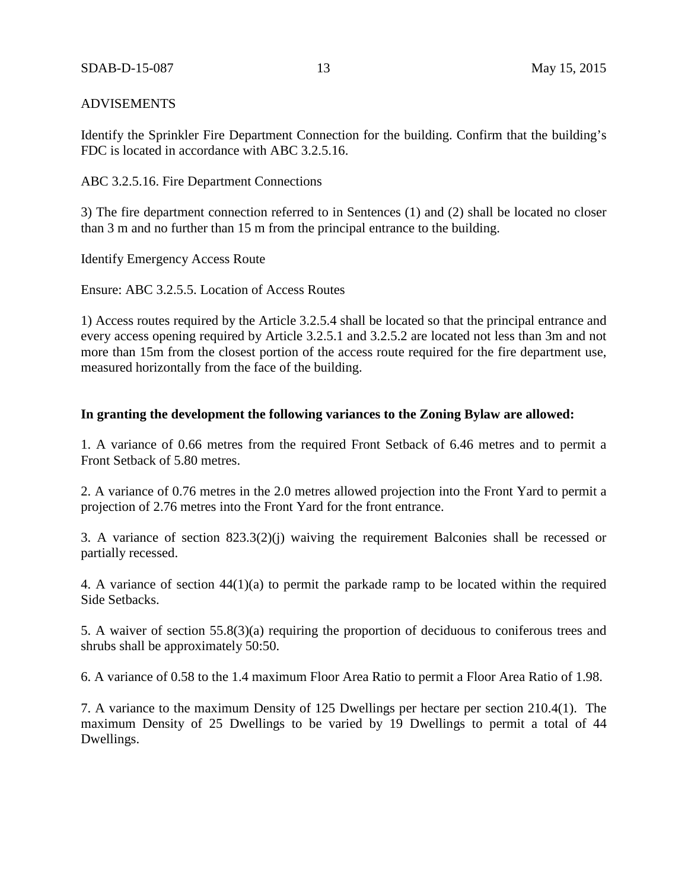ADVISEMENTS

Identify the Sprinkler Fire Department Connection for the building. Confirm that the building's FDC is located in accordance with ABC 3.2.5.16.

ABC 3.2.5.16. Fire Department Connections

3) The fire department connection referred to in Sentences (1) and (2) shall be located no closer than 3 m and no further than 15 m from the principal entrance to the building.

Identify Emergency Access Route

Ensure: ABC 3.2.5.5. Location of Access Routes

1) Access routes required by the Article 3.2.5.4 shall be located so that the principal entrance and every access opening required by Article 3.2.5.1 and 3.2.5.2 are located not less than 3m and not more than 15m from the closest portion of the access route required for the fire department use, measured horizontally from the face of the building.

**In granting the development the following variances to the Zoning Bylaw are allowed:**

1. A variance of 0.66 metres from the required Front Setback of 6.46 metres and to permit a Front Setback of 5.80 metres.

2. A variance of 0.76 metres in the 2.0 metres allowed projection into the Front Yard to permit a projection of 2.76 metres into the Front Yard for the front entrance.

3. A variance of section 823.3(2)(j) waiving the requirement Balconies shall be recessed or partially recessed.

4. A variance of section 44(1)(a) to permit the parkade ramp to be located within the required Side Setbacks.

5. A waiver of section 55.8(3)(a) requiring the proportion of deciduous to coniferous trees and shrubs shall be approximately 50:50.

6. A variance of 0.58 to the 1.4 maximum Floor Area Ratio to permit a Floor Area Ratio of 1.98.

7. A variance to the maximum Density of 125 Dwellings per hectare per section 210.4(1). The maximum Density of 25 Dwellings to be varied by 19 Dwellings to permit a total of 44 Dwellings.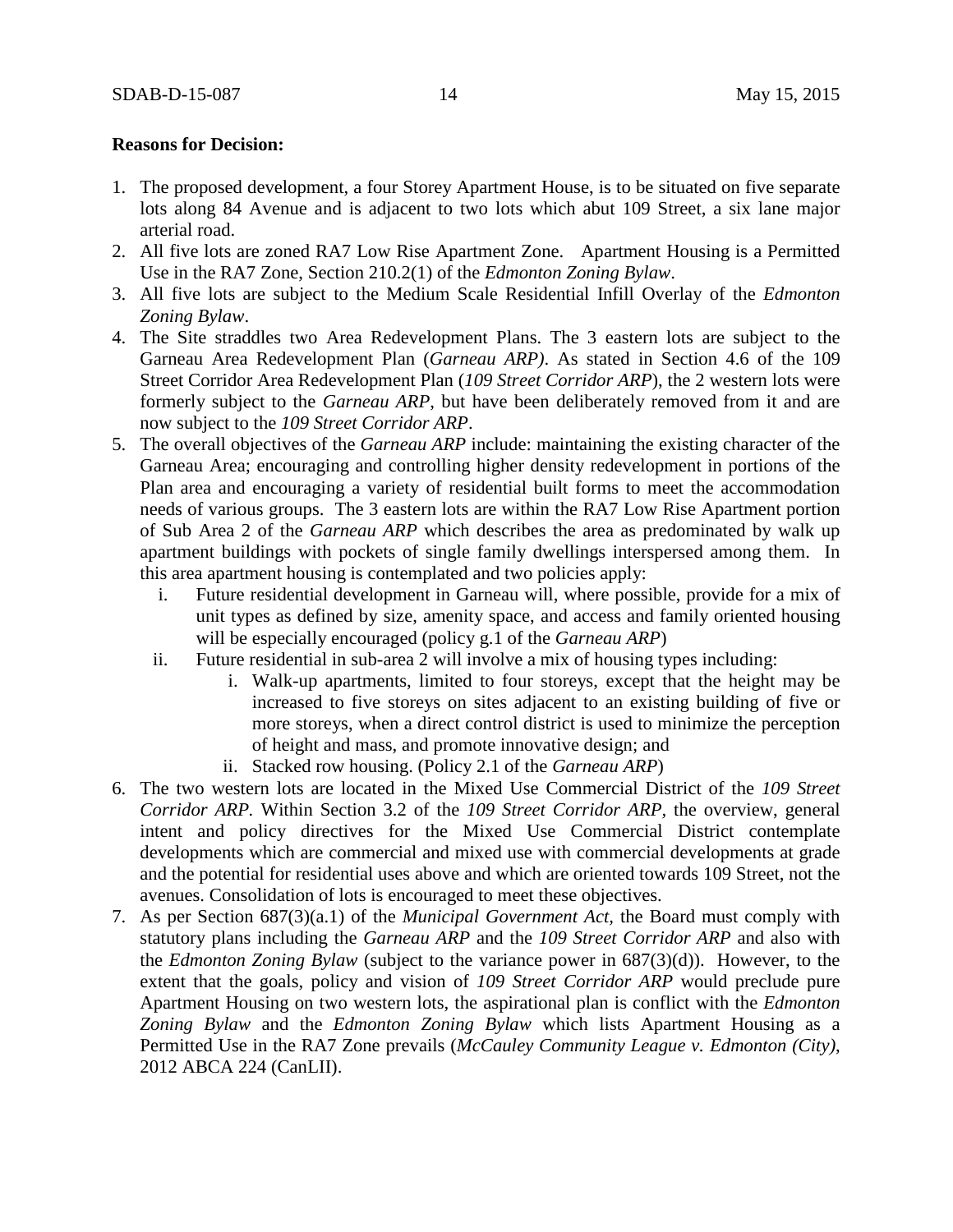**Reasons for Decision:**

1. The proposed development, a four Storey Apartment House, is to be situated on five separate lots along 84 Avenue and is adjacent to two lots which abut 109 Street, a six lane major arterial road.
2. All five lots are zoned RA7 Low Rise Apartment Zone. Apartment Housing is a Permitted Use in the RA7 Zone, Section 210.2(1) of the *Edmonton Zoning Bylaw*.
3. All five lots are subject to the Medium Scale Residential Infill Overlay of the *Edmonton Zoning Bylaw*.
4. The Site straddles two Area Redevelopment Plans. The 3 eastern lots are subject to the Garneau Area Redevelopment Plan (*Garneau ARP)*. As stated in Section 4.6 of the 109 Street Corridor Area Redevelopment Plan (*109 Street Corridor ARP*), the 2 western lots were formerly subject to the *Garneau ARP*, but have been deliberately removed from it and are now subject to the *109 Street Corridor ARP*.
5. The overall objectives of the *Garneau ARP* include: maintaining the existing character of the Garneau Area; encouraging and controlling higher density redevelopment in portions of the Plan area and encouraging a variety of residential built forms to meet the accommodation needs of various groups. The 3 eastern lots are within the RA7 Low Rise Apartment portion of Sub Area 2 of the *Garneau ARP* which describes the area as predominated by walk up apartment buildings with pockets of single family dwellings interspersed among them. In this area apartment housing is contemplated and two policies apply:
   i. Future residential development in Garneau will, where possible, provide for a mix of unit types as defined by size, amenity space, and access and family oriented housing will be especially encouraged (policy g.1 of the *Garneau ARP*)
   ii. Future residential in sub-area 2 will involve a mix of housing types including:
      i. Walk-up apartments, limited to four storeys, except that the height may be increased to five storeys on sites adjacent to an existing building of five or more storeys, when a direct control district is used to minimize the perception of height and mass, and promote innovative design; and
      ii. Stacked row housing. (Policy 2.1 of the *Garneau ARP*)
6. The two western lots are located in the Mixed Use Commercial District of the *109 Street Corridor ARP*. Within Section 3.2 of the *109 Street Corridor ARP*, the overview, general intent and policy directives for the Mixed Use Commercial District contemplate developments which are commercial and mixed use with commercial developments at grade and the potential for residential uses above and which are oriented towards 109 Street, not the avenues. Consolidation of lots is encouraged to meet these objectives.
7. As per Section 687(3)(a.1) of the *Municipal Government Act*, the Board must comply with statutory plans including the *Garneau ARP* and the *109 Street Corridor ARP* and also with the *Edmonton Zoning Bylaw* (subject to the variance power in 687(3)(d)). However, to the extent that the goals, policy and vision of *109 Street Corridor ARP* would preclude pure Apartment Housing on two western lots, the aspirational plan is conflict with the *Edmonton Zoning Bylaw* and the *Edmonton Zoning Bylaw* which lists Apartment Housing as a Permitted Use in the RA7 Zone prevails (*McCauley Community League v. Edmonton (City)*, 2012 ABCA 224 (CanLII).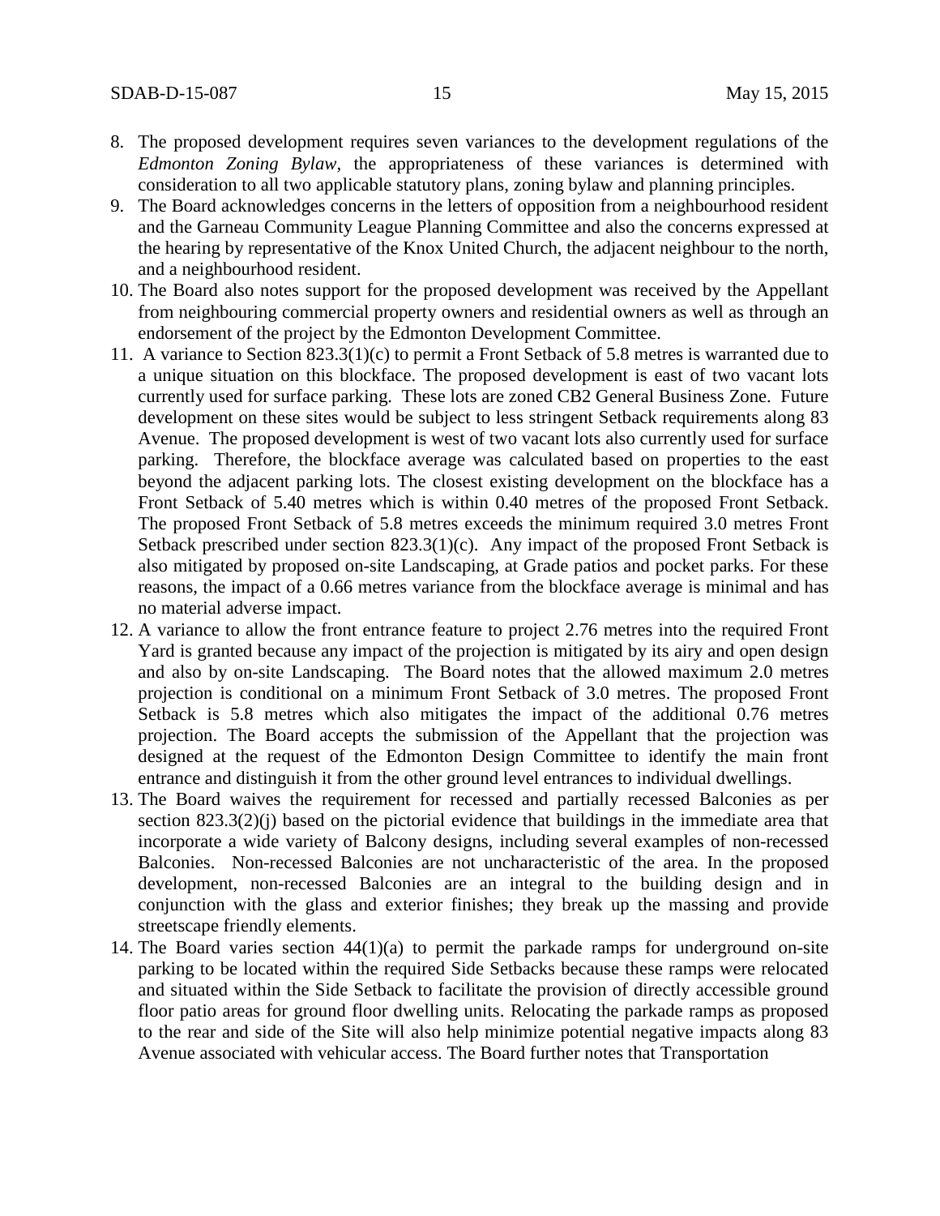8. The proposed development requires seven variances to the development regulations of the *Edmonton Zoning Bylaw*, the appropriateness of these variances is determined with consideration to all two applicable statutory plans, zoning bylaw and planning principles.
9. The Board acknowledges concerns in the letters of opposition from a neighbourhood resident and the Garneau Community League Planning Committee and also the concerns expressed at the hearing by representative of the Knox United Church, the adjacent neighbour to the north, and a neighbourhood resident.
10. The Board also notes support for the proposed development was received by the Appellant from neighbouring commercial property owners and residential owners as well as through an endorsement of the project by the Edmonton Development Committee.
11. A variance to Section 823.3(1)(c) to permit a Front Setback of 5.8 metres is warranted due to a unique situation on this blockface. The proposed development is east of two vacant lots currently used for surface parking. These lots are zoned CB2 General Business Zone. Future development on these sites would be subject to less stringent Setback requirements along 83 Avenue. The proposed development is west of two vacant lots also currently used for surface parking. Therefore, the blockface average was calculated based on properties to the east beyond the adjacent parking lots. The closest existing development on the blockface has a Front Setback of 5.40 metres which is within 0.40 metres of the proposed Front Setback. The proposed Front Setback of 5.8 metres exceeds the minimum required 3.0 metres Front Setback prescribed under section 823.3(1)(c). Any impact of the proposed Front Setback is also mitigated by proposed on-site Landscaping, at Grade patios and pocket parks. For these reasons, the impact of a 0.66 metres variance from the blockface average is minimal and has no material adverse impact.
12. A variance to allow the front entrance feature to project 2.76 metres into the required Front Yard is granted because any impact of the projection is mitigated by its airy and open design and also by on-site Landscaping. The Board notes that the allowed maximum 2.0 metres projection is conditional on a minimum Front Setback of 3.0 metres. The proposed Front Setback is 5.8 metres which also mitigates the impact of the additional 0.76 metres projection. The Board accepts the submission of the Appellant that the projection was designed at the request of the Edmonton Design Committee to identify the main front entrance and distinguish it from the other ground level entrances to individual dwellings.
13. The Board waives the requirement for recessed and partially recessed Balconies as per section 823.3(2)(j) based on the pictorial evidence that buildings in the immediate area that incorporate a wide variety of Balcony designs, including several examples of non-recessed Balconies. Non-recessed Balconies are not uncharacteristic of the area. In the proposed development, non-recessed Balconies are an integral to the building design and in conjunction with the glass and exterior finishes; they break up the massing and provide streetscape friendly elements.
14. The Board varies section 44(1)(a) to permit the parkade ramps for underground on-site parking to be located within the required Side Setbacks because these ramps were relocated and situated within the Side Setback to facilitate the provision of directly accessible ground floor patio areas for ground floor dwelling units. Relocating the parkade ramps as proposed to the rear and side of the Site will also help minimize potential negative impacts along 83 Avenue associated with vehicular access. The Board further notes that Transportation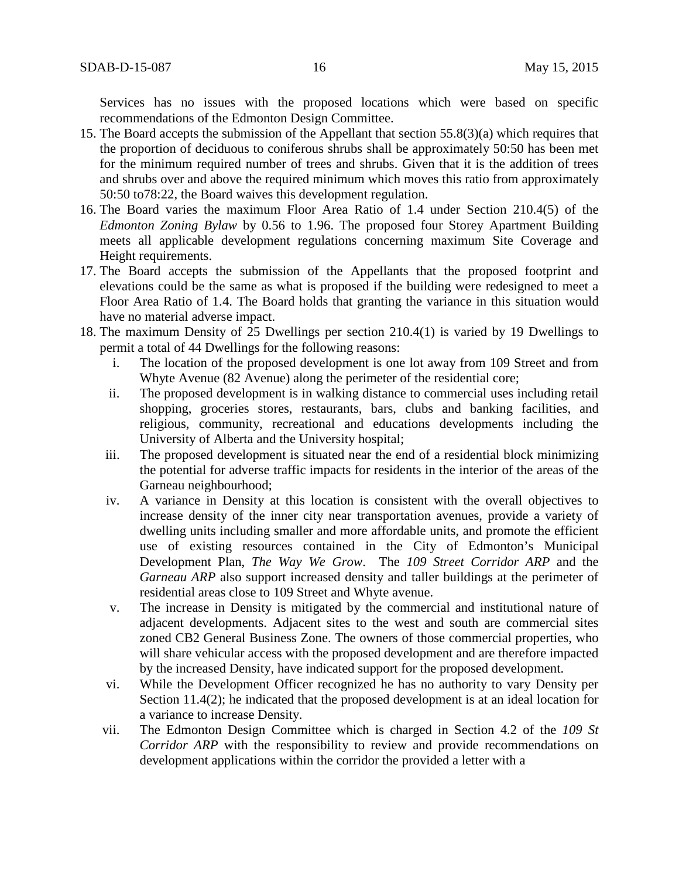Services has no issues with the proposed locations which were based on specific recommendations of the Edmonton Design Committee.

15. The Board accepts the submission of the Appellant that section 55.8(3)(a) which requires that the proportion of deciduous to coniferous shrubs shall be approximately 50:50 has been met for the minimum required number of trees and shrubs. Given that it is the addition of trees and shrubs over and above the required minimum which moves this ratio from approximately 50:50 to78:22, the Board waives this development regulation.
16. The Board varies the maximum Floor Area Ratio of 1.4 under Section 210.4(5) of the *Edmonton Zoning Bylaw* by 0.56 to 1.96. The proposed four Storey Apartment Building meets all applicable development regulations concerning maximum Site Coverage and Height requirements.
17. The Board accepts the submission of the Appellants that the proposed footprint and elevations could be the same as what is proposed if the building were redesigned to meet a Floor Area Ratio of 1.4. The Board holds that granting the variance in this situation would have no material adverse impact.
18. The maximum Density of 25 Dwellings per section 210.4(1) is varied by 19 Dwellings to permit a total of 44 Dwellings for the following reasons:
    i. The location of the proposed development is one lot away from 109 Street and from Whyte Avenue (82 Avenue) along the perimeter of the residential core;
    ii. The proposed development is in walking distance to commercial uses including retail shopping, groceries stores, restaurants, bars, clubs and banking facilities, and religious, community, recreational and educations developments including the University of Alberta and the University hospital;
    iii. The proposed development is situated near the end of a residential block minimizing the potential for adverse traffic impacts for residents in the interior of the areas of the Garneau neighbourhood;
    iv. A variance in Density at this location is consistent with the overall objectives to increase density of the inner city near transportation avenues, provide a variety of dwelling units including smaller and more affordable units, and promote the efficient use of existing resources contained in the City of Edmonton's Municipal Development Plan, *The Way We Grow*. The *109 Street Corridor ARP* and the *Garneau ARP* also support increased density and taller buildings at the perimeter of residential areas close to 109 Street and Whyte avenue.
    v. The increase in Density is mitigated by the commercial and institutional nature of adjacent developments. Adjacent sites to the west and south are commercial sites zoned CB2 General Business Zone. The owners of those commercial properties, who will share vehicular access with the proposed development and are therefore impacted by the increased Density, have indicated support for the proposed development.
    vi. While the Development Officer recognized he has no authority to vary Density per Section 11.4(2); he indicated that the proposed development is at an ideal location for a variance to increase Density.
    vii. The Edmonton Design Committee which is charged in Section 4.2 of the *109 St Corridor ARP* with the responsibility to review and provide recommendations on development applications within the corridor the provided a letter with a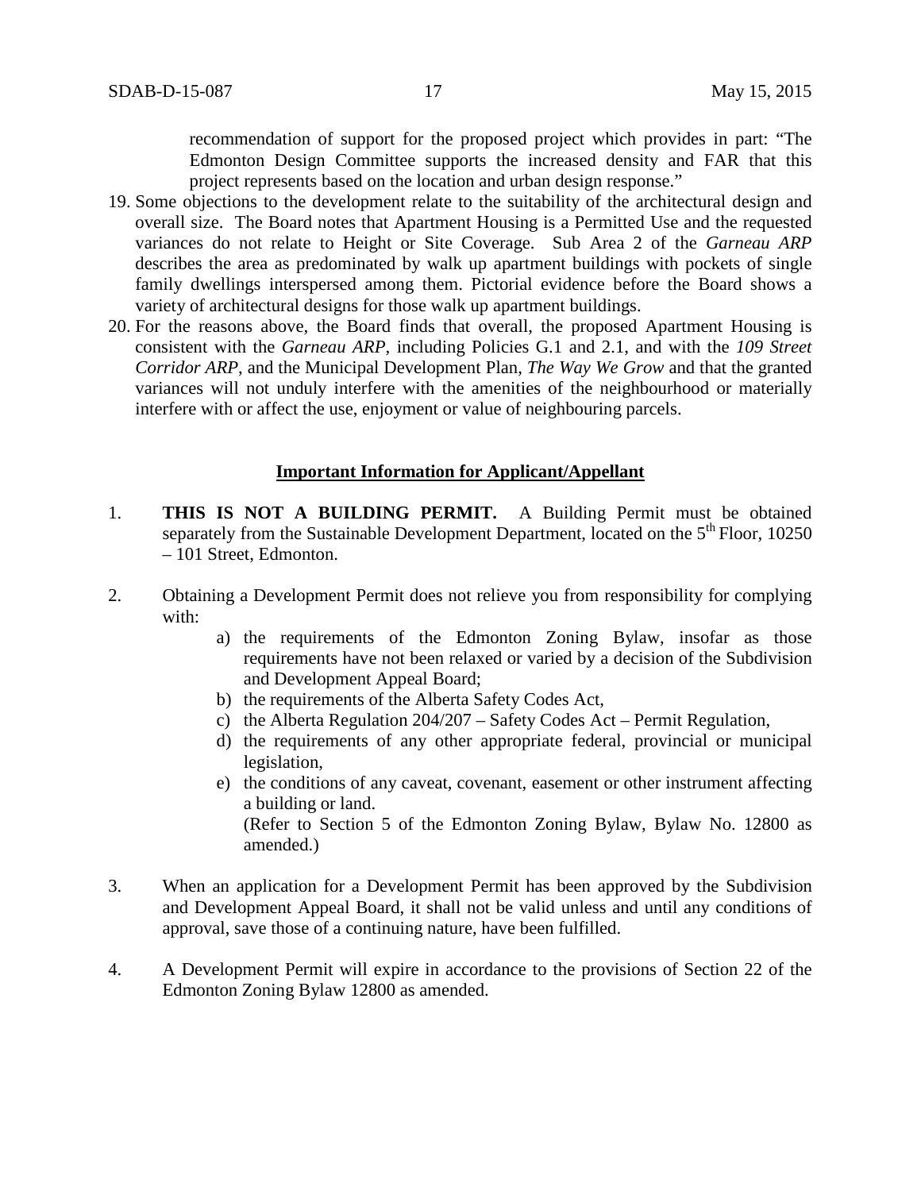recommendation of support for the proposed project which provides in part: "The Edmonton Design Committee supports the increased density and FAR that this project represents based on the location and urban design response."

19. Some objections to the development relate to the suitability of the architectural design and overall size. The Board notes that Apartment Housing is a Permitted Use and the requested variances do not relate to Height or Site Coverage. Sub Area 2 of the *Garneau ARP* describes the area as predominated by walk up apartment buildings with pockets of single family dwellings interspersed among them. Pictorial evidence before the Board shows a variety of architectural designs for those walk up apartment buildings.
20. For the reasons above, the Board finds that overall, the proposed Apartment Housing is consistent with the *Garneau ARP*, including Policies G.1 and 2.1, and with the *109 Street Corridor ARP*, and the Municipal Development Plan, *The Way We Grow* and that the granted variances will not unduly interfere with the amenities of the neighbourhood or materially interfere with or affect the use, enjoyment or value of neighbouring parcels.

**Important Information for Applicant/Appellant**

1. **THIS IS NOT A BUILDING PERMIT.** A Building Permit must be obtained separately from the Sustainable Development Department, located on the 5th Floor, 10250 – 101 Street, Edmonton.

2. Obtaining a Development Permit does not relieve you from responsibility for complying with:
   a) the requirements of the Edmonton Zoning Bylaw, insofar as those requirements have not been relaxed or varied by a decision of the Subdivision and Development Appeal Board;
   b) the requirements of the Alberta Safety Codes Act,
   c) the Alberta Regulation 204/207 – Safety Codes Act – Permit Regulation,
   d) the requirements of any other appropriate federal, provincial or municipal legislation,
   e) the conditions of any caveat, covenant, easement or other instrument affecting a building or land.
   (Refer to Section 5 of the Edmonton Zoning Bylaw, Bylaw No. 12800 as amended.)

3. When an application for a Development Permit has been approved by the Subdivision and Development Appeal Board, it shall not be valid unless and until any conditions of approval, save those of a continuing nature, have been fulfilled.

4. A Development Permit will expire in accordance to the provisions of Section 22 of the Edmonton Zoning Bylaw 12800 as amended.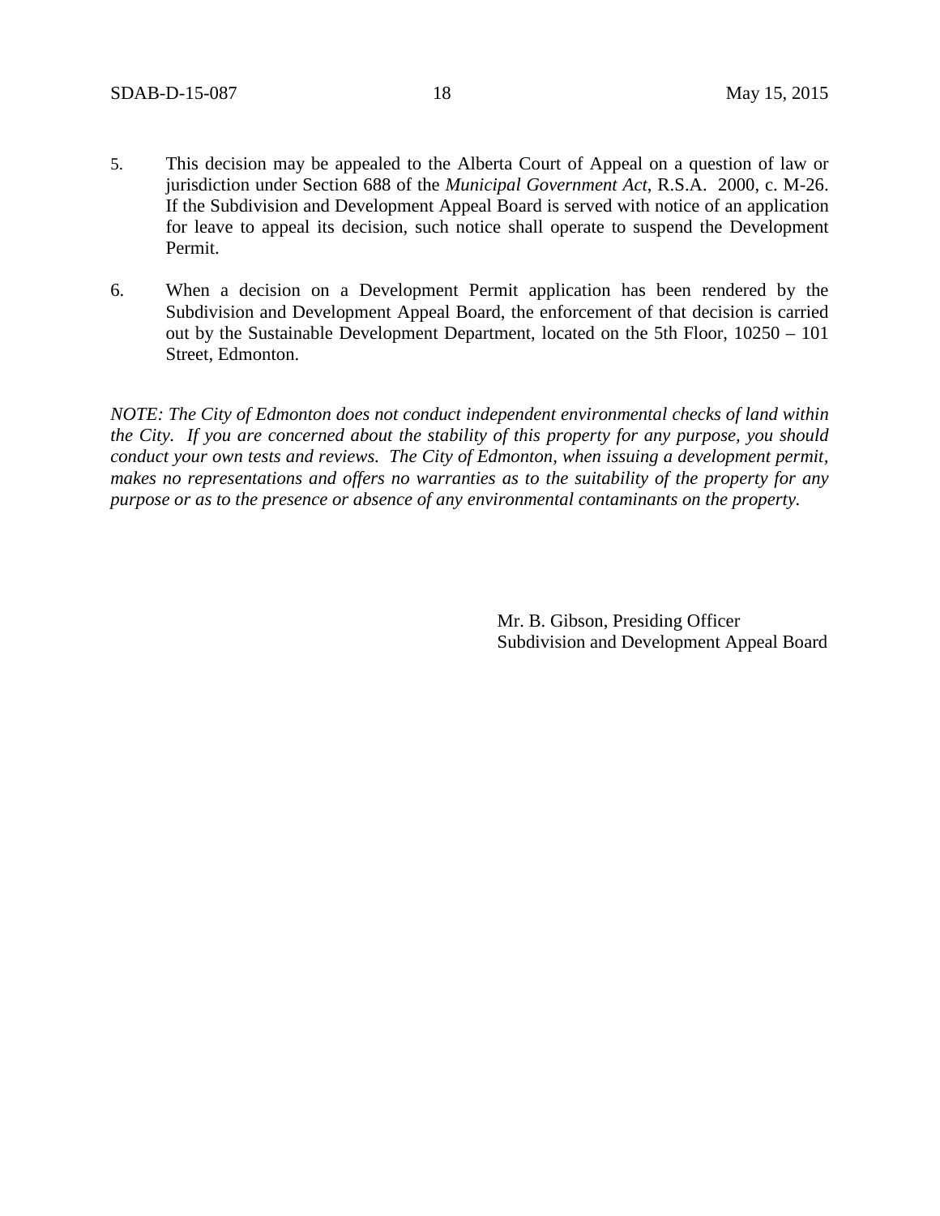5. This decision may be appealed to the Alberta Court of Appeal on a question of law or jurisdiction under Section 688 of the *Municipal Government Act*, R.S.A. 2000, c. M-26. If the Subdivision and Development Appeal Board is served with notice of an application for leave to appeal its decision, such notice shall operate to suspend the Development Permit.

6. When a decision on a Development Permit application has been rendered by the Subdivision and Development Appeal Board, the enforcement of that decision is carried out by the Sustainable Development Department, located on the 5th Floor, 10250 – 101 Street, Edmonton.

*NOTE: The City of Edmonton does not conduct independent environmental checks of land within the City. If you are concerned about the stability of this property for any purpose, you should conduct your own tests and reviews. The City of Edmonton, when issuing a development permit, makes no representations and offers no warranties as to the suitability of the property for any purpose or as to the presence or absence of any environmental contaminants on the property.*

Mr. B. Gibson, Presiding Officer
Subdivision and Development Appeal Board